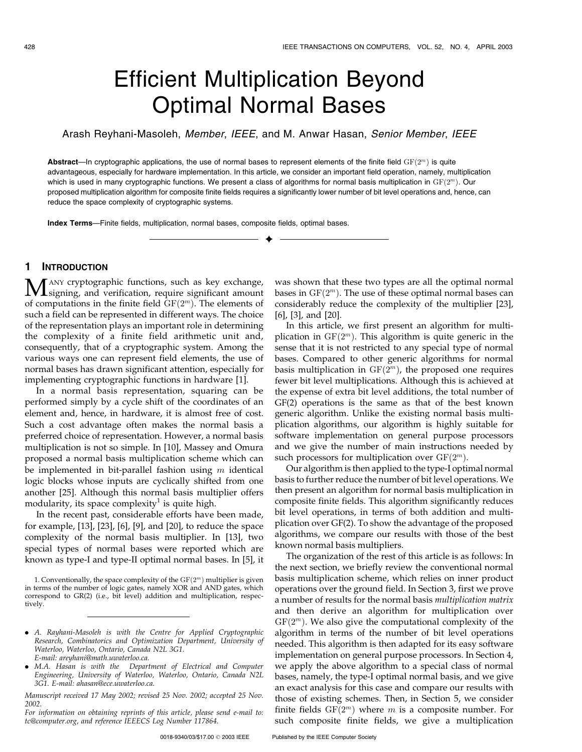# Efficient Multiplication Beyond Optimal Normal Bases

Arash Reyhani-Masoleh, *Member*, *IEEE*, and M. Anwar Hasan, *Senior Member*, *IEEE*

**Abstract**—In cryptographic applications, the use of normal bases to represent elements of the finite field $\mathrm{GF}(2^m)$ is quite advantageous, especially for hardware implementation. In this article, we consider an important field operation, namely, multiplication which is used in many cryptographic functions. We present a class of algorithms for normal basis multiplication in $\mathrm{GF}(2^m)$. Our proposed multiplication algorithm for composite finite fields requires a significantly lower number of bit level operations and, hence, can reduce the space complexity of cryptographic systems.

**Index Terms**—Finite fields, multiplication, normal bases, composite fields, optimal bases.

## 1 Introduction

Many cryptographic functions, such as key exchange, signing, and verification, require significant amount of computations in the finite field $\mathrm{GF}(2^m)$. The elements of such a field can be represented in different ways. The choice of the representation plays an important role in determining the complexity of a finite field arithmetic unit and, consequently, that of a cryptographic system. Among the various ways one can represent field elements, the use of normal bases has drawn significant attention, especially for implementing cryptographic functions in hardware [1].

In a normal basis representation, squaring can be performed simply by a cycle shift of the coordinates of an element and, hence, in hardware, it is almost free of cost. Such a cost advantage often makes the normal basis a preferred choice of representation. However, a normal basis multiplication is not so simple. In [10], Massey and Omura proposed a normal basis multiplication scheme which can be implemented in bit-parallel fashion using $m$ identical logic blocks whose inputs are cyclically shifted from one another [25]. Although this normal basis multiplier offers modularity, its space complexity[1] is quite high.

In the recent past, considerable efforts have been made, for example, [13], [23], [6], [9], and [20], to reduce the space complexity of the normal basis multiplier. In [13], two special types of normal bases were reported which are known as type-I and type-II optimal normal bases. In [5], it was shown that these two types are all the optimal normal bases in $\mathrm{GF}(2^m)$. The use of these optimal normal bases can considerably reduce the complexity of the multiplier [23], [6], [3], and [20].

In this article, we first present an algorithm for multiplication in $\mathrm{GF}(2^m)$. This algorithm is quite generic in the sense that it is not restricted to any special type of normal bases. Compared to other generic algorithms for normal basis multiplication in $\mathrm{GF}(2^m)$, the proposed one requires fewer bit level multiplications. Although this is achieved at the expense of extra bit level additions, the total number of GF(2) operations is the same as that of the best known generic algorithm. Unlike the existing normal basis multiplication algorithms, our algorithm is highly suitable for software implementation on general purpose processors and we give the number of main instructions needed by such processors for multiplication over $\mathrm{GF}(2^m)$.

Our algorithm is then applied to the type-I optimal normal basis to further reduce the number of bit level operations. We then present an algorithm for normal basis multiplication in composite finite fields. This algorithm significantly reduces bit level operations, in terms of both addition and multiplication over GF(2). To show the advantage of the proposed algorithms, we compare our results with those of the best known normal basis multipliers.

The organization of the rest of this article is as follows: In the next section, we briefly review the conventional normal basis multiplication scheme, which relies on inner product operations over the ground field. In Section 3, first we prove a number of results for the normal basis *multiplication matrix* and then derive an algorithm for multiplication over $\mathrm{GF}(2^m)$. We also give the computational complexity of the algorithm in terms of the number of bit level operations needed. This algorithm is then adapted for its easy software implementation on general purpose processors. In Section 4, we apply the above algorithm to a special class of normal bases, namely, the type-I optimal normal basis, and we give an exact analysis for this case and compare our results with those of existing schemes. Then, in Section 5, we consider finite fields $\mathrm{GF}(2^m)$ where $m$ is a composite number. For such composite finite fields, we give a multiplication

---

1. Conventionally, the space complexity of the $\mathrm{GF}(2^m)$ multiplier is given in terms of the number of logic gates, namely XOR and AND gates, which correspond to GR(2) (i.e., bit level) addition and multiplication, respectively.

- *A. Rayhani-Masoleh is with the Centre for Applied Cryptographic Research, Combinatorics and Optimization Department, University of Waterloo, Waterloo, Ontario, Canada N2L 3G1. E-mail: areyhani@math.uwaterloo.ca.*
- *M.A. Hasan is with the Department of Electrical and Computer Engineering, University of Waterloo, Waterloo, Ontario, Canada N2L 3G1. E-mail: ahasan@ece.uwaterloo.ca.*

*Manuscript received 17 May 2002; revised 25 Nov. 2002; accepted 25 Nov. 2002.*

*For information on obtaining reprints of this article, please send e-mail to: tc@computer.org, and reference IEEECS Log Number 117864.*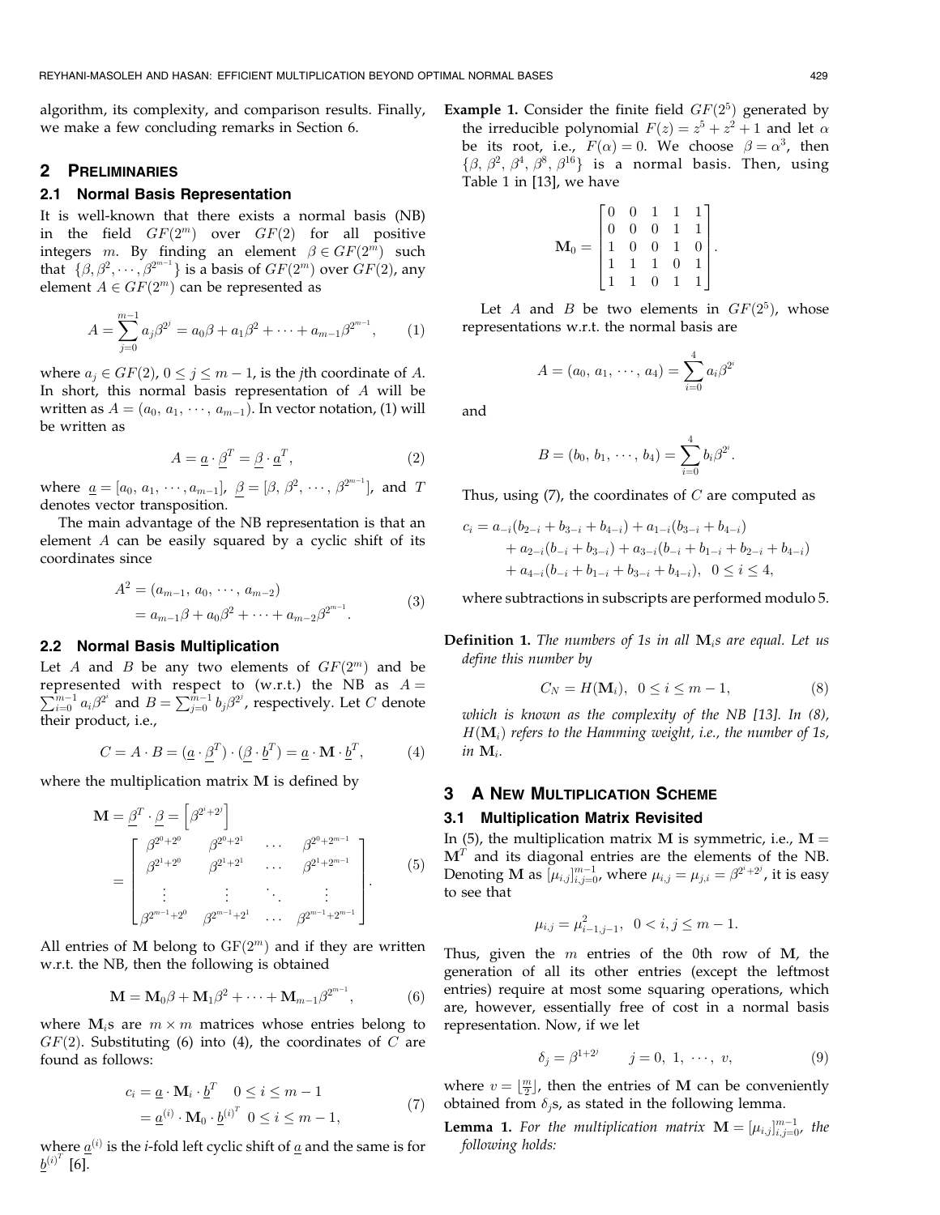algorithm, its complexity, and comparison results. Finally, we make a few concluding remarks in Section 6.

## 2 Preliminaries

### 2.1 Normal Basis Representation

It is well-known that there exists a normal basis (NB) in the field $GF(2^m)$ over $GF(2)$ for all positive integers $m$. By finding an element $\beta \in GF(2^m)$ such that $\{\beta, \beta^2, \cdots, \beta^{2^{m-1}}\}$ is a basis of $GF(2^m)$ over $GF(2)$, any element $A \in GF(2^m)$ can be represented as

$$A = \sum_{j=0}^{m-1} a_j \beta^{2^j} = a_0\beta + a_1\beta^2 + \cdots + a_{m-1}\beta^{2^{m-1}}, \qquad (1)$$

where $a_j \in GF(2)$, $0 \le j \le m-1$, is the $j$th coordinate of $A$. In short, this normal basis representation of $A$ will be written as $A = (a_0, a_1, \cdots, a_{m-1})$. In vector notation, (1) will be written as

$$A = \underline{a} \cdot \underline{\beta}^T = \underline{\beta} \cdot \underline{a}^T, \qquad (2)$$

where $\underline{a} = [a_0, a_1, \cdots, a_{m-1}]$, $\underline{\beta} = [\beta, \beta^2, \cdots, \beta^{2^{m-1}}]$, and $T$ denotes vector transposition.

The main advantage of the NB representation is that an element $A$ can be easily squared by a cyclic shift of its coordinates since

$$\begin{aligned} A^2 &= (a_{m-1}, a_0, \cdots, a_{m-2}) \\ &= a_{m-1}\beta + a_0\beta^2 + \cdots + a_{m-2}\beta^{2^{m-1}}. \end{aligned} \qquad (3)$$

### 2.2 Normal Basis Multiplication

Let $A$ and $B$ be any two elements of $GF(2^m)$ and be represented with respect to (w.r.t.) the NB as $A = \sum_{i=0}^{m-1} a_i\beta^{2^i}$ and $B = \sum_{j=0}^{m-1} b_j\beta^{2^j}$, respectively. Let $C$ denote their product, i.e.,

$$C = A \cdot B = (\underline{a} \cdot \underline{\beta}^T) \cdot (\underline{\beta} \cdot \underline{b}^T) = \underline{a} \cdot \mathbf{M} \cdot \underline{b}^T, \qquad (4)$$

where the multiplication matrix $\mathbf{M}$ is defined by

$$\mathbf{M} = \underline{\beta}^T \cdot \underline{\beta} = \left[\beta^{2^i+2^j}\right] = \begin{bmatrix} \beta^{2^0+2^0} & \beta^{2^0+2^1} & \cdots & \beta^{2^0+2^{m-1}} \\ \beta^{2^1+2^0} & \beta^{2^1+2^1} & \cdots & \beta^{2^1+2^{m-1}} \\ \vdots & \vdots & \ddots & \vdots \\ \beta^{2^{m-1}+2^0} & \beta^{2^{m-1}+2^1} & \cdots & \beta^{2^{m-1}+2^{m-1}} \end{bmatrix}. \qquad (5)$$

All entries of $\mathbf{M}$ belong to $GF(2^m)$ and if they are written w.r.t. the NB, then the following is obtained

$$\mathbf{M} = \mathbf{M}_0\beta + \mathbf{M}_1\beta^2 + \cdots + \mathbf{M}_{m-1}\beta^{2^{m-1}}, \qquad (6)$$

where $\mathbf{M}_i$s are $m \times m$ matrices whose entries belong to $GF(2)$. Substituting (6) into (4), the coordinates of $C$ are found as follows:

$$\begin{aligned} c_i &= \underline{a} \cdot \mathbf{M}_i \cdot \underline{b}^T \quad 0 \le i \le m-1 \\ &= \underline{a}^{(i)} \cdot \mathbf{M}_0 \cdot \underline{b}^{(i)^T} \ 0 \le i \le m-1, \end{aligned} \qquad (7)$$

where $\underline{a}^{(i)}$ is the $i$-fold left cyclic shift of $\underline{a}$ and the same is for $\underline{b}^{(i)^T}$ [6].

**Example 1.** Consider the finite field $GF(2^5)$ generated by the irreducible polynomial $F(z) = z^5 + z^2 + 1$ and let $\alpha$ be its root, i.e., $F(\alpha) = 0$. We choose $\beta = \alpha^3$, then $\{\beta, \beta^2, \beta^4, \beta^8, \beta^{16}\}$ is a normal basis. Then, using Table 1 in [13], we have

$$\mathbf{M}_0 = \begin{bmatrix} 0 & 0 & 1 & 1 & 1 \\ 0 & 0 & 0 & 1 & 1 \\ 1 & 0 & 0 & 1 & 0 \\ 1 & 1 & 1 & 0 & 1 \\ 1 & 1 & 0 & 1 & 1 \end{bmatrix}.$$

Let $A$ and $B$ be two elements in $GF(2^5)$, whose representations w.r.t. the normal basis are

$$A = (a_0, a_1, \cdots, a_4) = \sum_{i=0}^{4} a_i\beta^{2^i}$$

and

$$B = (b_0, b_1, \cdots, b_4) = \sum_{i=0}^{4} b_i\beta^{2^i}.$$

Thus, using (7), the coordinates of $C$ are computed as

$$\begin{aligned} c_i = {} & a_{-i}(b_{2-i} + b_{3-i} + b_{4-i}) + a_{1-i}(b_{3-i} + b_{4-i}) \\ & + a_{2-i}(b_{-i} + b_{3-i}) + a_{3-i}(b_{-i} + b_{1-i} + b_{2-i} + b_{4-i}) \\ & + a_{4-i}(b_{-i} + b_{1-i} + b_{3-i} + b_{4-i}), \quad 0 \le i \le 4, \end{aligned}$$

where subtractions in subscripts are performed modulo 5.

**Definition 1.** *The numbers of 1s in all $\mathbf{M}_i$s are equal. Let us define this number by*

$$C_N = H(\mathbf{M}_i), \quad 0 \le i \le m-1, \qquad (8)$$

*which is known as the complexity of the NB [13]. In (8), $H(\mathbf{M}_i)$ refers to the Hamming weight, i.e., the number of 1s, in $\mathbf{M}_i$.*

## 3 A New Multiplication Scheme

### 3.1 Multiplication Matrix Revisited

In (5), the multiplication matrix $\mathbf{M}$ is symmetric, i.e., $\mathbf{M} = \mathbf{M}^T$ and its diagonal entries are the elements of the NB. Denoting $\mathbf{M}$ as $[\mu_{i,j}]_{i,j=0}^{m-1}$, where $\mu_{i,j} = \mu_{j,i} = \beta^{2^i+2^j}$, it is easy to see that

$$\mu_{i,j} = \mu_{i-1,j-1}^2, \quad 0 < i, j \le m-1.$$

Thus, given the $m$ entries of the 0th row of $\mathbf{M}$, the generation of all its other entries (except the leftmost entries) require at most some squaring operations, which are, however, essentially free of cost in a normal basis representation. Now, if we let

$$\delta_j = \beta^{1+2^j} \qquad j = 0, 1, \cdots, v, \qquad (9)$$

where $v = \lfloor \frac{m}{2} \rfloor$, then the entries of $\mathbf{M}$ can be conveniently obtained from $\delta_j$s, as stated in the following lemma.

**Lemma 1.** *For the multiplication matrix $\mathbf{M} = [\mu_{i,j}]_{i,j=0}^{m-1}$, the following holds:*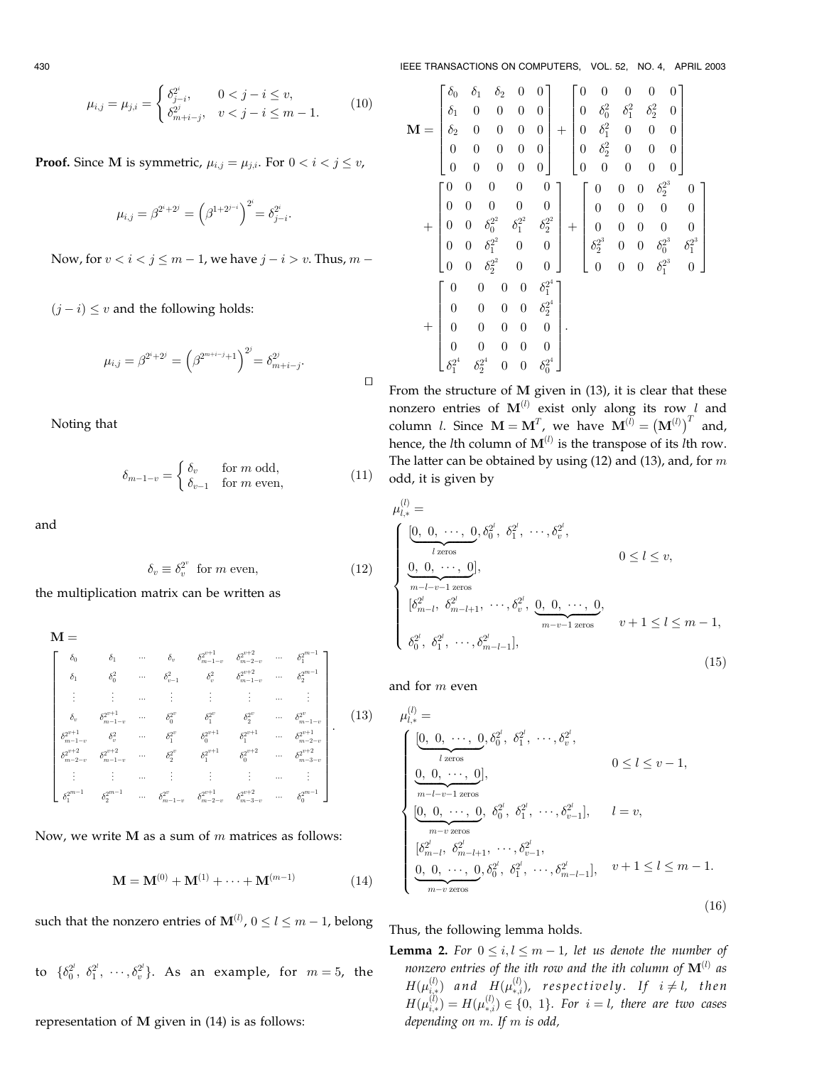$$\mu_{i,j} = \mu_{j,i} = \begin{cases} \delta_{j-i}^{2^i}, & 0 < j - i \leq v, \\ \delta_{m+i-j}^{2^j}, & v < j - i \leq m - 1. \end{cases} \tag{10}$$

**Proof.** Since $\mathbf{M}$ is symmetric, $\mu_{i,j} = \mu_{j,i}$. For $0 < i < j \leq v$,

$$\mu_{i,j} = \beta^{2^i + 2^j} = \left(\beta^{1+2^{j-i}}\right)^{2^i} = \delta_{j-i}^{2^i}.$$

Now, for $v < i < j \leq m-1$, we have $j - i > v$. Thus, $m - (j-i) \leq v$ and the following holds:

$$\mu_{i,j} = \beta^{2^i + 2^j} = \left(\beta^{2^{m+i-j}+1}\right)^{2^j} = \delta_{m+i-j}^{2^j}.$$

□

Noting that

$$\delta_{m-1-v} = \begin{cases} \delta_v & \text{for } m \text{ odd}, \\ \delta_{v-1} & \text{for } m \text{ even}, \end{cases} \tag{11}$$

and

$$\delta_v \equiv \delta_v^{2^v} \quad \text{for } m \text{ even}, \tag{12}$$

the multiplication matrix can be written as

$$\mathbf{M} = \begin{bmatrix} \delta_0 & \delta_1 & \cdots & \delta_v & \delta_{m-1-v}^{2^{v+1}} & \delta_{m-2-v}^{2^{v+2}} & \cdots & \delta_1^{2^{m-1}} \\ \delta_1 & \delta_0^2 & \cdots & \delta_{v-1}^2 & \delta_v^2 & \delta_{m-1-v}^{2^{v+2}} & \cdots & \delta_2^{2^{m-1}} \\ \vdots & \vdots & \cdots & \vdots & \vdots & \vdots & \cdots & \vdots \\ \delta_v & \delta_{m-1-v}^{2^{v+1}} & \cdots & \delta_0^{2^v} & \delta_1^{2^v} & \delta_2^{2^v} & \cdots & \delta_{m-1-v}^{2^v} \\ \delta_{m-1-v}^{2^{v+1}} & \delta_v^2 & \cdots & \delta_1^{2^v} & \delta_0^{2^{v+1}} & \delta_1^{2^{v+1}} & \cdots & \delta_{m-2-v}^{2^{v+1}} \\ \delta_{m-2-v}^{2^{v+2}} & \delta_{m-1-v}^{2^{v+2}} & \cdots & \delta_2^{2^v} & \delta_1^{2^{v+1}} & \delta_0^{2^{v+2}} & \cdots & \delta_{m-3-v}^{2^{v+2}} \\ \vdots & \vdots & \cdots & \vdots & \vdots & \vdots & \cdots & \vdots \\ \delta_1^{2^{m-1}} & \delta_2^{2^{m-1}} & \cdots & \delta_{m-1-v}^{2^v} & \delta_{m-2-v}^{2^{v+1}} & \delta_{m-3-v}^{2^{v+2}} & \cdots & \delta_0^{2^{m-1}} \end{bmatrix}. \tag{13}$$

Now, we write $\mathbf{M}$ as a sum of $m$ matrices as follows:

$$\mathbf{M} = \mathbf{M}^{(0)} + \mathbf{M}^{(1)} + \cdots + \mathbf{M}^{(m-1)} \tag{14}$$

such that the nonzero entries of $\mathbf{M}^{(l)}$, $0 \leq l \leq m-1$, belong to $\{\delta_0^{2^l}, \delta_1^{2^l}, \cdots, \delta_v^{2^l}\}$. As an example, for $m = 5$, the representation of $\mathbf{M}$ given in (14) is as follows:

$$\mathbf{M} = \begin{bmatrix} \delta_0 & \delta_1 & \delta_2 & 0 & 0 \\ \delta_1 & 0 & 0 & 0 & 0 \\ \delta_2 & 0 & 0 & 0 & 0 \\ 0 & 0 & 0 & 0 & 0 \\ 0 & 0 & 0 & 0 & 0 \end{bmatrix} + \begin{bmatrix} 0 & 0 & 0 & 0 & 0 \\ 0 & \delta_0^2 & \delta_1^2 & \delta_2^2 & 0 \\ 0 & \delta_1^2 & 0 & 0 & 0 \\ 0 & \delta_2^2 & 0 & 0 & 0 \\ 0 & 0 & 0 & 0 & 0 \end{bmatrix}$$
$$+ \begin{bmatrix} 0 & 0 & 0 & 0 & 0 \\ 0 & 0 & 0 & 0 & 0 \\ 0 & 0 & \delta_0^{2^2} & \delta_1^{2^2} & \delta_2^{2^2} \\ 0 & 0 & \delta_1^{2^2} & 0 & 0 \\ 0 & 0 & \delta_2^{2^2} & 0 & 0 \end{bmatrix} + \begin{bmatrix} 0 & 0 & 0 & \delta_2^{2^3} & 0 \\ 0 & 0 & 0 & 0 & 0 \\ 0 & 0 & 0 & 0 & 0 \\ \delta_2^{2^3} & 0 & 0 & \delta_0^{2^3} & \delta_1^{2^3} \\ 0 & 0 & 0 & \delta_1^{2^3} & 0 \end{bmatrix}$$
$$+ \begin{bmatrix} 0 & 0 & 0 & 0 & \delta_1^{2^4} \\ 0 & 0 & 0 & 0 & \delta_2^{2^4} \\ 0 & 0 & 0 & 0 & 0 \\ 0 & 0 & 0 & 0 & 0 \\ \delta_1^{2^4} & \delta_2^{2^4} & 0 & 0 & \delta_0^{2^4} \end{bmatrix}.$$

From the structure of $\mathbf{M}$ given in (13), it is clear that these nonzero entries of $\mathbf{M}^{(l)}$ exist only along its row $l$ and column $l$. Since $\mathbf{M} = \mathbf{M}^T$, we have $\mathbf{M}^{(l)} = \left(\mathbf{M}^{(l)}\right)^T$ and, hence, the $l$th column of $\mathbf{M}^{(l)}$ is the transpose of its $l$th row. The latter can be obtained by using (12) and (13), and, for $m$ odd, it is given by

$$\mu_{l,*}^{(l)} = \begin{cases} [\underbrace{0, 0, \cdots, 0}_{l \text{ zeros}}, \delta_0^{2^l}, \delta_1^{2^l}, \cdots, \delta_v^{2^l}, \underbrace{0, 0, \cdots, 0}_{m-l-v-1 \text{ zeros}}], & 0 \leq l \leq v, \\ [\delta_{m-l}^{2^l}, \delta_{m-l+1}^{2^l}, \cdots, \delta_v^{2^l}, \underbrace{0, 0, \cdots, 0}_{m-v-1 \text{ zeros}}, \delta_0^{2^l}, \delta_1^{2^l}, \cdots, \delta_{m-l-1}^{2^l}], & v+1 \leq l \leq m-1, \end{cases} \tag{15}$$

and for $m$ even

$$\mu_{l,*}^{(l)} = \begin{cases} [\underbrace{0, 0, \cdots, 0}_{l \text{ zeros}}, \delta_0^{2^l}, \delta_1^{2^l}, \cdots, \delta_v^{2^l}, \underbrace{0, 0, \cdots, 0}_{m-l-v-1 \text{ zeros}}], & 0 \leq l \leq v-1, \\ [\underbrace{0, 0, \cdots, 0}_{m-v \text{ zeros}}, \delta_0^{2^l}, \delta_1^{2^l}, \cdots, \delta_{v-1}^{2^l}], & l = v, \\ [\delta_{m-l}^{2^l}, \delta_{m-l+1}^{2^l}, \cdots, \delta_{v-1}^{2^l}, \underbrace{0, 0, \cdots, 0}_{m-v \text{ zeros}}, \delta_0^{2^l}, \delta_1^{2^l}, \cdots, \delta_{m-l-1}^{2^l}], & v+1 \leq l \leq m-1. \end{cases} \tag{16}$$

Thus, the following lemma holds.

**Lemma 2.** *For $0 \leq i, l \leq m-1$, let us denote the number of nonzero entries of the ith row and the ith column of $\mathbf{M}^{(l)}$ as $H(\mu_{i,*}^{(l)})$ and $H(\mu_{*,i}^{(l)})$, respectively. If $i \neq l$, then $H(\mu_{i,*}^{(l)}) = H(\mu_{*,i}^{(l)}) \in \{0, 1\}$. For $i = l$, there are two cases depending on m. If m is odd,*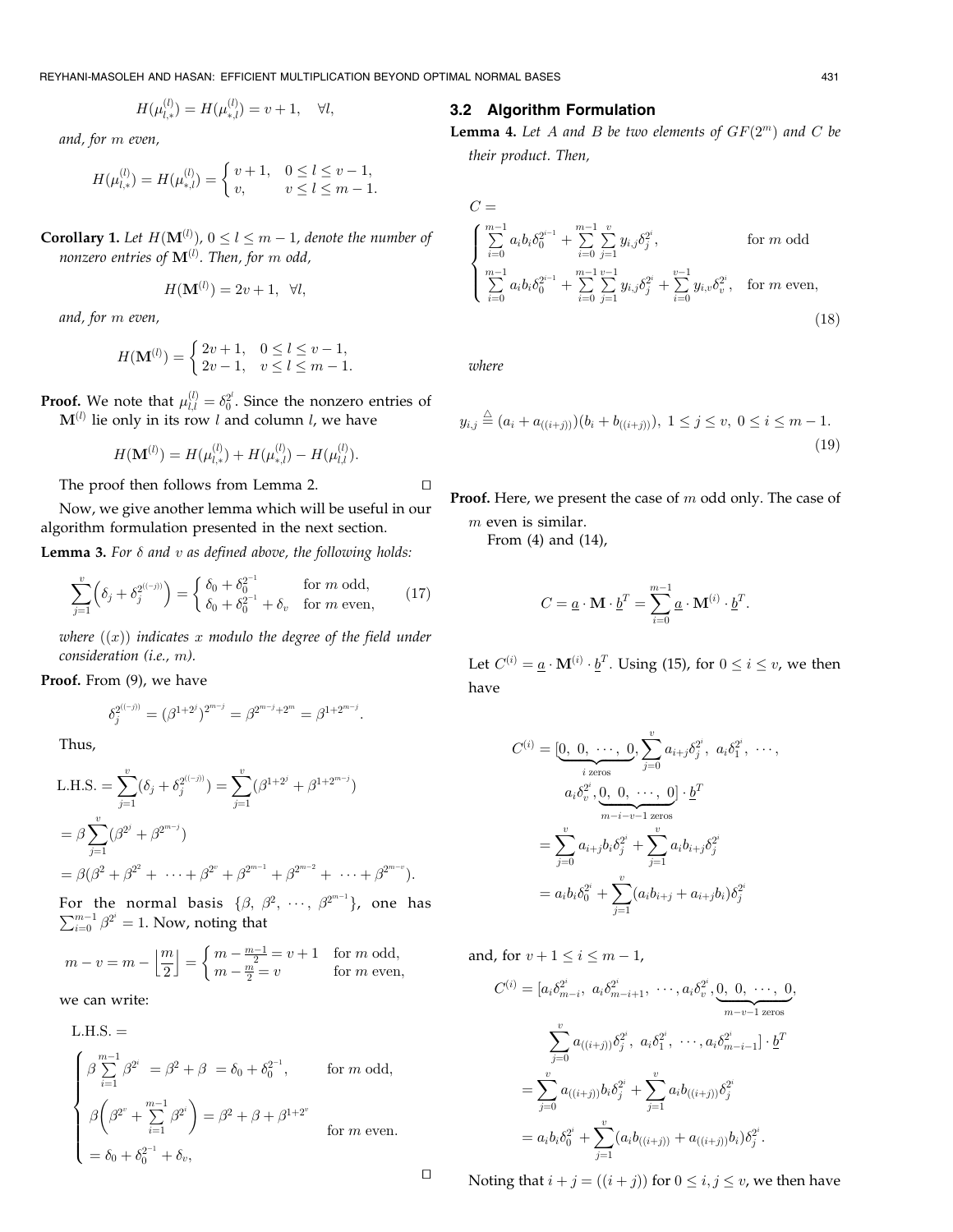$$H(\mu_{l,*}^{(l)}) = H(\mu_{*,l}^{(l)}) = v+1, \quad \forall l,$$

*and, for $m$ even,*

$$H(\mu_{l,*}^{(l)}) = H(\mu_{*,l}^{(l)}) = \begin{cases} v+1, & 0 \le l \le v-1, \\ v, & v \le l \le m-1. \end{cases}$$

**Corollary 1.** *Let $H(\mathbf{M}^{(l)})$, $0 \le l \le m-1$, denote the number of nonzero entries of $\mathbf{M}^{(l)}$. Then, for $m$ odd,*

$$H(\mathbf{M}^{(l)}) = 2v+1, \quad \forall l,$$

*and, for $m$ even,*

$$H(\mathbf{M}^{(l)}) = \begin{cases} 2v+1, & 0 \le l \le v-1, \\ 2v-1, & v \le l \le m-1. \end{cases}$$

**Proof.** We note that $\mu_{l,l}^{(l)} = \delta_0^{2^l}$. Since the nonzero entries of $\mathbf{M}^{(l)}$ lie only in its row $l$ and column $l$, we have

$$H(\mathbf{M}^{(l)}) = H(\mu_{l,*}^{(l)}) + H(\mu_{*,l}^{(l)}) - H(\mu_{l,l}^{(l)}).$$

The proof then follows from Lemma 2. $\square$

Now, we give another lemma which will be useful in our algorithm formulation presented in the next section.

**Lemma 3.** *For $\delta$ and $v$ as defined above, the following holds:*

$$\sum_{j=1}^{v}\Big(\delta_j + \delta_j^{2^{((-j))}}\Big) = \begin{cases} \delta_0 + \delta_0^{2^{-1}} & \text{for } m \text{ odd}, \\ \delta_0 + \delta_0^{2^{-1}} + \delta_v & \text{for } m \text{ even}, \end{cases} \tag{17}$$

*where $((x))$ indicates $x$ modulo the degree of the field under consideration (i.e., $m$).*

**Proof.** From (9), we have

$$\delta_j^{2^{((-j))}} = (\beta^{1+2^j})^{2^{m-j}} = \beta^{2^{m-j}+2^m} = \beta^{1+2^{m-j}}.$$

Thus,

$$\begin{aligned}
\text{L.H.S.} &= \sum_{j=1}^{v}(\delta_j + \delta_j^{2^{((-j))}}) = \sum_{j=1}^{v}(\beta^{1+2^j} + \beta^{1+2^{m-j}}) \\
&= \beta\sum_{j=1}^{v}(\beta^{2^j} + \beta^{2^{m-j}}) \\
&= \beta(\beta^2 + \beta^{2^2} + \cdots + \beta^{2^v} + \beta^{2^{m-1}} + \beta^{2^{m-2}} + \cdots + \beta^{2^{m-v}}).
\end{aligned}$$

For the normal basis $\{\beta, \beta^2, \cdots, \beta^{2^{m-1}}\}$, one has $\sum_{i=0}^{m-1}\beta^{2^i} = 1$. Now, noting that

$$m - v = m - \left\lfloor \frac{m}{2} \right\rfloor = \begin{cases} m - \frac{m-1}{2} = v+1 & \text{for } m \text{ odd}, \\ m - \frac{m}{2} = v & \text{for } m \text{ even}, \end{cases}$$

we can write:

$$\text{L.H.S.} = \begin{cases} \beta\sum_{i=1}^{m-1}\beta^{2^i} = \beta^2 + \beta = \delta_0 + \delta_0^{2^{-1}}, & \text{for } m \text{ odd}, \\ \beta\Big(\beta^{2^v} + \sum_{i=1}^{m-1}\beta^{2^i}\Big) = \beta^2 + \beta + \beta^{1+2^v} & \text{for } m \text{ even}. \\ = \delta_0 + \delta_0^{2^{-1}} + \delta_v, & \end{cases}$$

$\square$

### 3.2 Algorithm Formulation

**Lemma 4.** *Let $A$ and $B$ be two elements of $GF(2^m)$ and $C$ be their product. Then,*

$$C = \begin{cases} \sum_{i=0}^{m-1} a_i b_i \delta_0^{2^{i-1}} + \sum_{i=0}^{m-1}\sum_{j=1}^{v} y_{i,j}\delta_j^{2^i}, & \text{for } m \text{ odd} \\ \sum_{i=0}^{m-1} a_i b_i \delta_0^{2^{i-1}} + \sum_{i=0}^{m-1}\sum_{j=1}^{v-1} y_{i,j}\delta_j^{2^i} + \sum_{i=0}^{v-1} y_{i,v}\delta_v^{2^i}, & \text{for } m \text{ even}, \end{cases} \tag{18}$$

*where*

$$y_{i,j} \triangleq (a_i + a_{((i+j))})(b_i + b_{((i+j))}),\ 1 \le j \le v,\ 0 \le i \le m-1. \tag{19}$$

**Proof.** Here, we present the case of $m$ odd only. The case of $m$ even is similar.

From (4) and (14),

$$C = \underline{a} \cdot \mathbf{M} \cdot \underline{b}^T = \sum_{i=0}^{m-1} \underline{a} \cdot \mathbf{M}^{(i)} \cdot \underline{b}^T.$$

Let $C^{(i)} = \underline{a} \cdot \mathbf{M}^{(i)} \cdot \underline{b}^T$. Using (15), for $0 \le i \le v$, we then have

$$\begin{aligned}
C^{(i)} &= [\underbrace{0,\ 0,\ \cdots,\ 0}_{i \text{ zeros}}, \sum_{j=0}^{v} a_{i+j}\delta_j^{2^i},\ a_i\delta_1^{2^i},\ \cdots, \\
&\qquad a_i\delta_v^{2^i}, \underbrace{0,\ 0,\ \cdots,\ 0}_{m-i-v-1 \text{ zeros}}] \cdot \underline{b}^T \\
&= \sum_{j=0}^{v} a_{i+j} b_i \delta_j^{2^i} + \sum_{j=1}^{v} a_i b_{i+j} \delta_j^{2^i} \\
&= a_i b_i \delta_0^{2^i} + \sum_{j=1}^{v}(a_i b_{i+j} + a_{i+j} b_i)\delta_j^{2^i}
\end{aligned}$$

and, for $v+1 \le i \le m-1$,

$$\begin{aligned}
C^{(i)} &= [a_i\delta_{m-i}^{2^i},\ a_i\delta_{m-i+1}^{2^i},\ \cdots, a_i\delta_v^{2^i}, \underbrace{0,\ 0,\ \cdots,\ 0}_{m-v-1 \text{ zeros}}, \\
&\qquad \sum_{j=0}^{v} a_{((i+j))}\delta_j^{2^i},\ a_i\delta_1^{2^i},\ \cdots, a_i\delta_{m-i-1}^{2^i}] \cdot \underline{b}^T \\
&= \sum_{j=0}^{v} a_{((i+j))} b_i \delta_j^{2^i} + \sum_{j=1}^{v} a_i b_{((i+j))} \delta_j^{2^i} \\
&= a_i b_i \delta_0^{2^i} + \sum_{j=1}^{v}(a_i b_{((i+j))} + a_{((i+j))} b_i)\delta_j^{2^i}.
\end{aligned}$$

Noting that $i + j = ((i+j))$ for $0 \le i, j \le v$, we then have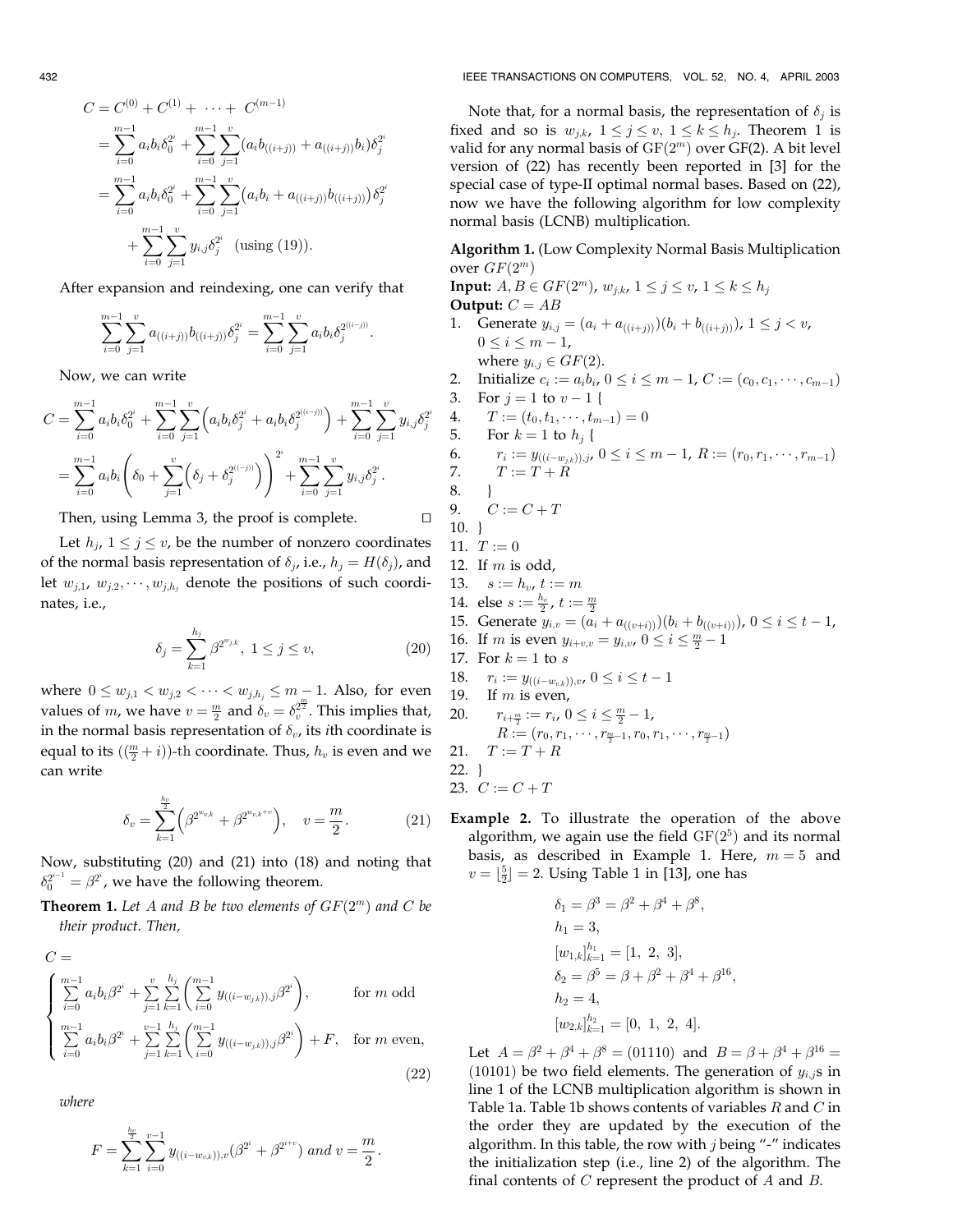$$
\begin{aligned}
C &= C^{(0)} + C^{(1)} + \cdots + C^{(m-1)} \\
&= \sum_{i=0}^{m-1} a_i b_i \delta_0^{2^i} + \sum_{i=0}^{m-1}\sum_{j=1}^{v} \left(a_i b_{((i+j))} + a_{((i+j))} b_i\right)\delta_j^{2^i} \\
&= \sum_{i=0}^{m-1} a_i b_i \delta_0^{2^i} + \sum_{i=0}^{m-1}\sum_{j=1}^{v} \left(a_i b_i + a_{((i+j))} b_{((i+j))}\right)\delta_j^{2^i} \\
&\quad + \sum_{i=0}^{m-1}\sum_{j=1}^{v} y_{i,j}\delta_j^{2^i} \quad \text{(using (19))}.
\end{aligned}
$$

After expansion and reindexing, one can verify that

$$
\sum_{i=0}^{m-1}\sum_{j=1}^{v} a_{((i+j))} b_{((i+j))}\delta_j^{2^i} = \sum_{i=0}^{m-1}\sum_{j=1}^{v} a_i b_i \delta_j^{2^{((i-j))}}.
$$

Now, we can write

$$
\begin{aligned}
C &= \sum_{i=0}^{m-1} a_i b_i \delta_0^{2^i} + \sum_{i=0}^{m-1}\sum_{j=1}^{v}\left(a_i b_i \delta_j^{2^i} + a_i b_i \delta_j^{2^{((i-j))}}\right) + \sum_{i=0}^{m-1}\sum_{j=1}^{v} y_{i,j}\delta_j^{2^i} \\
&= \sum_{i=0}^{m-1} a_i b_i \left(\delta_0 + \sum_{j=1}^{v}\left(\delta_j + \delta_j^{2^{((-j))}}\right)\right)^{2^i} + \sum_{i=0}^{m-1}\sum_{j=1}^{v} y_{i,j}\delta_j^{2^i}.
\end{aligned}
$$

Then, using Lemma 3, the proof is complete. □

Let $h_j$, $1 \le j \le v$, be the number of nonzero coordinates of the normal basis representation of $\delta_j$, i.e., $h_j = H(\delta_j)$, and let $w_{j,1}, w_{j,2}, \cdots, w_{j,h_j}$ denote the positions of such coordinates, i.e.,

$$
\delta_j = \sum_{k=1}^{h_j} \beta^{2^{w_{j,k}}}, \ 1 \le j \le v, \tag{20}
$$

where $0 \le w_{j,1} < w_{j,2} < \cdots < w_{j,h_j} \le m-1$. Also, for even values of $m$, we have $v = \frac{m}{2}$ and $\delta_v = \delta_v^{2^{\frac{m}{2}}}$. This implies that, in the normal basis representation of $\delta_v$, its $i$th coordinate is equal to its $((\frac{m}{2}+i))$-th coordinate. Thus, $h_v$ is even and we can write

$$
\delta_v = \sum_{k=1}^{\frac{h_v}{2}} \left(\beta^{2^{w_{v,k}}} + \beta^{2^{w_{v,k}+v}}\right), \quad v = \frac{m}{2}. \tag{21}
$$

Now, substituting (20) and (21) into (18) and noting that $\delta_0^{2^{i-1}} = \beta^{2^i}$, we have the following theorem.

**Theorem 1.** *Let $A$ and $B$ be two elements of $GF(2^m)$ and $C$ be their product. Then,*

$$
C = \begin{cases}
\sum_{i=0}^{m-1} a_i b_i \beta^{2^i} + \sum_{j=1}^{v}\sum_{k=1}^{h_j}\left(\sum_{i=0}^{m-1} y_{((i-w_{j,k})),j}\beta^{2^i}\right), & \text{for } m \text{ odd} \\
\sum_{i=0}^{m-1} a_i b_i \beta^{2^i} + \sum_{j=1}^{v-1}\sum_{k=1}^{h_j}\left(\sum_{i=0}^{m-1} y_{((i-w_{j,k})),j}\beta^{2^i}\right) + F, & \text{for } m \text{ even},
\end{cases} \tag{22}
$$

*where*

$$
F = \sum_{k=1}^{\frac{h_v}{2}}\sum_{i=0}^{v-1} y_{((i-w_{v,k})),v}\left(\beta^{2^i} + \beta^{2^{i+v}}\right) \text{ and } v = \frac{m}{2}.
$$

Note that, for a normal basis, the representation of $\delta_j$ is fixed and so is $w_{j,k}$, $1 \le j \le v$, $1 \le k \le h_j$. Theorem 1 is valid for any normal basis of $\mathrm{GF}(2^m)$ over $\mathrm{GF}(2)$. A bit level version of (22) has recently been reported in [3] for the special case of type-II optimal normal bases. Based on (22), now we have the following algorithm for low complexity normal basis (LCNB) multiplication.

**Algorithm 1.** (Low Complexity Normal Basis Multiplication over $GF(2^m)$

**Input:** $A, B \in GF(2^m)$, $w_{j,k}$, $1 \le j \le v$, $1 \le k \le h_j$
**Output:** $C = AB$

1. Generate $y_{i,j} = (a_i + a_{((i+j))})(b_i + b_{((i+j))})$, $1 \le j < v$, $0 \le i \le m-1$, where $y_{i,j} \in GF(2)$.
2. Initialize $c_i := a_i b_i$, $0 \le i \le m-1$, $C := (c_0, c_1, \cdots, c_{m-1})$
3. For $j = 1$ to $v-1$ {
4. $\quad T := (t_0, t_1, \cdots, t_{m-1}) = 0$
5. $\quad$ For $k = 1$ to $h_j$ {
6. $\quad\quad r_i := y_{((i-w_{j,k})),j}$, $0 \le i \le m-1$, $R := (r_0, r_1, \cdots, r_{m-1})$
7. $\quad\quad T := T + R$
8. $\quad$ }
9. $\quad C := C + T$
10. }
11. $T := 0$
12. If $m$ is odd,
13. $\quad s := h_v$, $t := m$
14. else $s := \frac{h_v}{2}$, $t := \frac{m}{2}$
15. Generate $y_{i,v} = (a_i + a_{((v+i))})(b_i + b_{((v+i))})$, $0 \le i \le t-1$,
16. If $m$ is even $y_{i+v,v} = y_{i,v}$, $0 \le i \le \frac{m}{2}-1$
17. For $k = 1$ to $s$
18. $\quad r_i := y_{((i-w_{v,k})),v}$, $0 \le i \le t-1$
19. $\quad$ If $m$ is even,
20. $\quad\quad r_{i+\frac{m}{2}} := r_i$, $0 \le i \le \frac{m}{2}-1$, $R := (r_0, r_1, \cdots, r_{\frac{m}{2}-1}, r_0, r_1, \cdots, r_{\frac{m}{2}-1})$
21. $\quad T := T + R$
22. }
23. $C := C + T$

**Example 2.** To illustrate the operation of the above algorithm, we again use the field $\mathrm{GF}(2^5)$ and its normal basis, as described in Example 1. Here, $m = 5$ and $v = \lfloor \frac{5}{2} \rfloor = 2$. Using Table 1 in [13], one has

$$
\begin{aligned}
&\delta_1 = \beta^3 = \beta^2 + \beta^4 + \beta^8, \\
&h_1 = 3, \\
&[w_{1,k}]_{k=1}^{h_1} = [1,\ 2,\ 3], \\
&\delta_2 = \beta^5 = \beta + \beta^2 + \beta^4 + \beta^{16}, \\
&h_2 = 4, \\
&[w_{2,k}]_{k=1}^{h_2} = [0,\ 1,\ 2,\ 4].
\end{aligned}
$$

Let $A = \beta^2 + \beta^4 + \beta^8 = (01110)$ and $B = \beta + \beta^4 + \beta^{16} = (10101)$ be two field elements. The generation of $y_{i,j}$s in line 1 of the LCNB multiplication algorithm is shown in Table 1a. Table 1b shows contents of variables $R$ and $C$ in the order they are updated by the execution of the algorithm. In this table, the row with $j$ being "-" indicates the initialization step (i.e., line 2) of the algorithm. The final contents of $C$ represent the product of $A$ and $B$.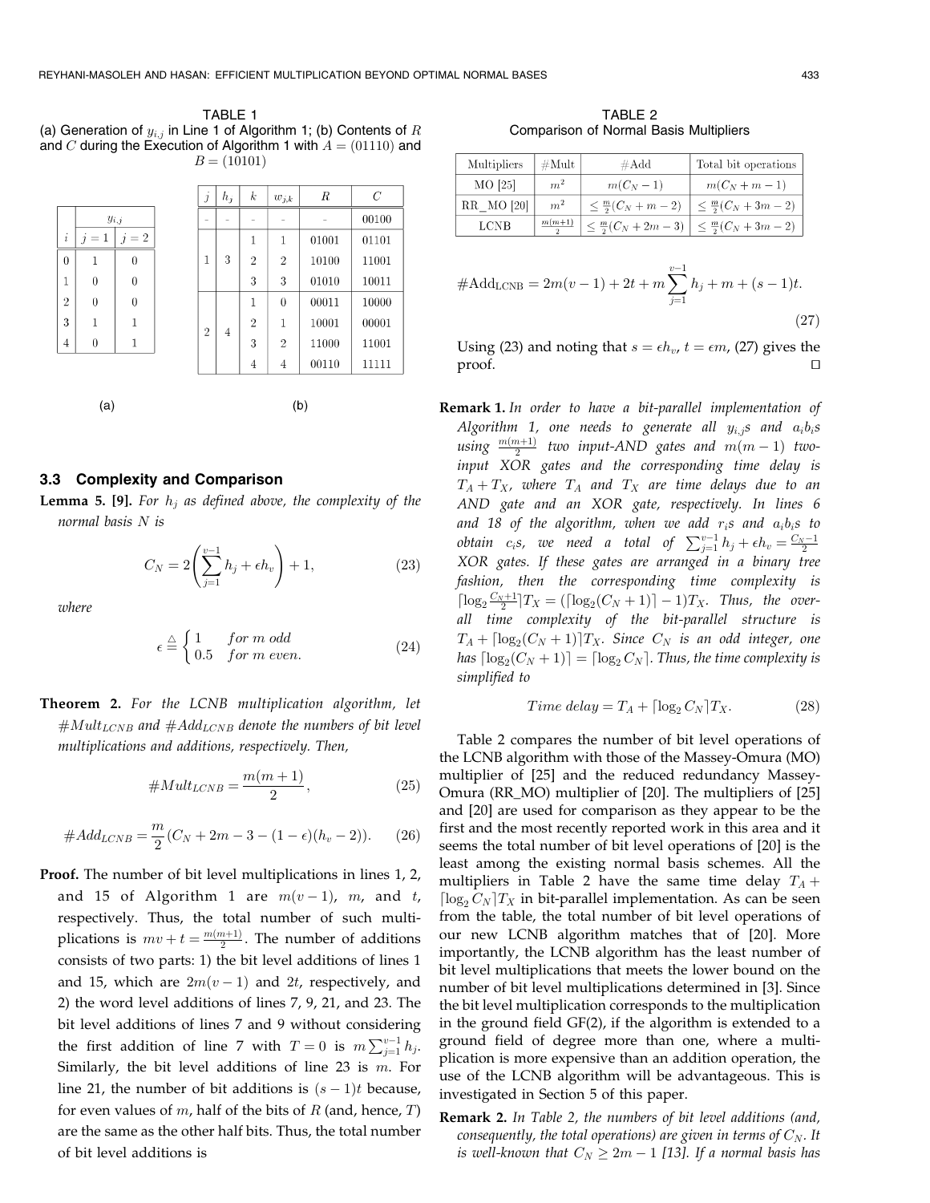TABLE 1
(a) Generation of $y_{i,j}$ in Line 1 of Algorithm 1; (b) Contents of $R$ and $C$ during the Execution of Algorithm 1 with $A = (01110)$ and $B = (10101)$

| $i$ | $y_{i,j}$, $j=1$ | $j=2$ |
|---|---|---|
| 0 | 1 | 0 |
| 1 | 0 | 0 |
| 2 | 0 | 0 |
| 3 | 1 | 1 |
| 4 | 0 | 1 |

(a)

| $j$ | $h_j$ | $k$ | $w_{j,k}$ | $R$ | $C$ |
|---|---|---|---|---|---|
| - | - | - | - | - | 00100 |
| 1 | 3 | 1 | 1 | 01001 | 01101 |
| | | 2 | 2 | 10100 | 11001 |
| | | 3 | 3 | 01010 | 10011 |
| 2 | 4 | 1 | 0 | 00011 | 10000 |
| | | 2 | 1 | 10001 | 00001 |
| | | 3 | 2 | 11000 | 11001 |
| | | 4 | 4 | 00110 | 11111 |

(b)

### 3.3 Complexity and Comparison

**Lemma 5. [9].** *For $h_j$ as defined above, the complexity of the normal basis $N$ is*

$$C_N = 2\left(\sum_{j=1}^{v-1} h_j + \epsilon h_v\right) + 1, \tag{23}$$

*where*

$$\epsilon \triangleq \begin{cases} 1 & for\ m\ odd \\ 0.5 & for\ m\ even. \end{cases} \tag{24}$$

**Theorem 2.** *For the LCNB multiplication algorithm, let $\#Mult_{LCNB}$ and $\#Add_{LCNB}$ denote the numbers of bit level multiplications and additions, respectively. Then,*

$$\#Mult_{LCNB} = \frac{m(m+1)}{2}, \tag{25}$$

$$\#Add_{LCNB} = \frac{m}{2}(C_N + 2m - 3 - (1-\epsilon)(h_v - 2)). \tag{26}$$

**Proof.** The number of bit level multiplications in lines 1, 2, and 15 of Algorithm 1 are $m(v-1)$, $m$, and $t$, respectively. Thus, the total number of such multiplications is $mv + t = \frac{m(m+1)}{2}$. The number of additions consists of two parts: 1) the bit level additions of lines 1 and 15, which are $2m(v-1)$ and $2t$, respectively, and 2) the word level additions of lines 7, 9, 21, and 23. The bit level additions of lines 7 and 9 without considering the first addition of line 7 with $T = 0$ is $m\sum_{j=1}^{v-1} h_j$. Similarly, the bit level additions of line 23 is $m$. For line 21, the number of bit additions is $(s-1)t$ because, for even values of $m$, half of the bits of $R$ (and, hence, $T$) are the same as the other half bits. Thus, the total number of bit level additions is

$$\#\text{Add}_{\text{LCNB}} = 2m(v-1) + 2t + m\sum_{j=1}^{v-1} h_j + m + (s-1)t. \tag{27}$$

Using (23) and noting that $s = \epsilon h_v$, $t = \epsilon m$, (27) gives the proof. □

TABLE 2
Comparison of Normal Basis Multipliers

| Multipliers | #Mult | #Add | Total bit operations |
|---|---|---|---|
| MO [25] | $m^2$ | $m(C_N - 1)$ | $m(C_N + m - 1)$ |
| RR_MO [20] | $m^2$ | $\leq \frac{m}{2}(C_N + m - 2)$ | $\leq \frac{m}{2}(C_N + 3m - 2)$ |
| LCNB | $\frac{m(m+1)}{2}$ | $\leq \frac{m}{2}(C_N + 2m - 3)$ | $\leq \frac{m}{2}(C_N + 3m - 2)$ |

**Remark 1.** *In order to have a bit-parallel implementation of Algorithm 1, one needs to generate all $y_{i,j}$s and $a_ib_i$s using $\frac{m(m+1)}{2}$ two input-AND gates and $m(m-1)$ two-input XOR gates and the corresponding time delay is $T_A + T_X$, where $T_A$ and $T_X$ are time delays due to an AND gate and an XOR gate, respectively. In lines 6 and 18 of the algorithm, when we add $r_i$s and $a_ib_i$s to obtain $c_i$s, we need a total of $\sum_{j=1}^{v-1} h_j + \epsilon h_v = \frac{C_N-1}{2}$ XOR gates. If these gates are arranged in a binary tree fashion, then the corresponding time complexity is $\lceil \log_2 \frac{C_N+1}{2} \rceil T_X = (\lceil \log_2(C_N+1) \rceil - 1)T_X$. Thus, the overall time complexity of the bit-parallel structure is $T_A + \lceil \log_2(C_N+1) \rceil T_X$. Since $C_N$ is an odd integer, one has $\lceil \log_2(C_N+1) \rceil = \lceil \log_2 C_N \rceil$. Thus, the time complexity is simplified to*

$$Time\ delay = T_A + \lceil \log_2 C_N \rceil T_X. \tag{28}$$

Table 2 compares the number of bit level operations of the LCNB algorithm with those of the Massey-Omura (MO) multiplier of [25] and the reduced redundancy Massey-Omura (RR_MO) multiplier of [20]. The multipliers of [25] and [20] are used for comparison as they appear to be the first and the most recently reported work in this area and it seems the total number of bit level operations of [20] is the least among the existing normal basis schemes. All the multipliers in Table 2 have the same time delay $T_A + \lceil \log_2 C_N \rceil T_X$ in bit-parallel implementation. As can be seen from the table, the total number of bit level operations of our new LCNB algorithm matches that of [20]. More importantly, the LCNB algorithm has the least number of bit level multiplications that meets the lower bound on the number of bit level multiplications determined in [3]. Since the bit level multiplication corresponds to the multiplication in the ground field GF(2), if the algorithm is extended to a ground field of degree more than one, where a multiplication is more expensive than an addition operation, the use of the LCNB algorithm will be advantageous. This is investigated in Section 5 of this paper.

**Remark 2.** *In Table 2, the numbers of bit level additions (and, consequently, the total operations) are given in terms of $C_N$. It is well-known that $C_N \geq 2m - 1$ [13]. If a normal basis has*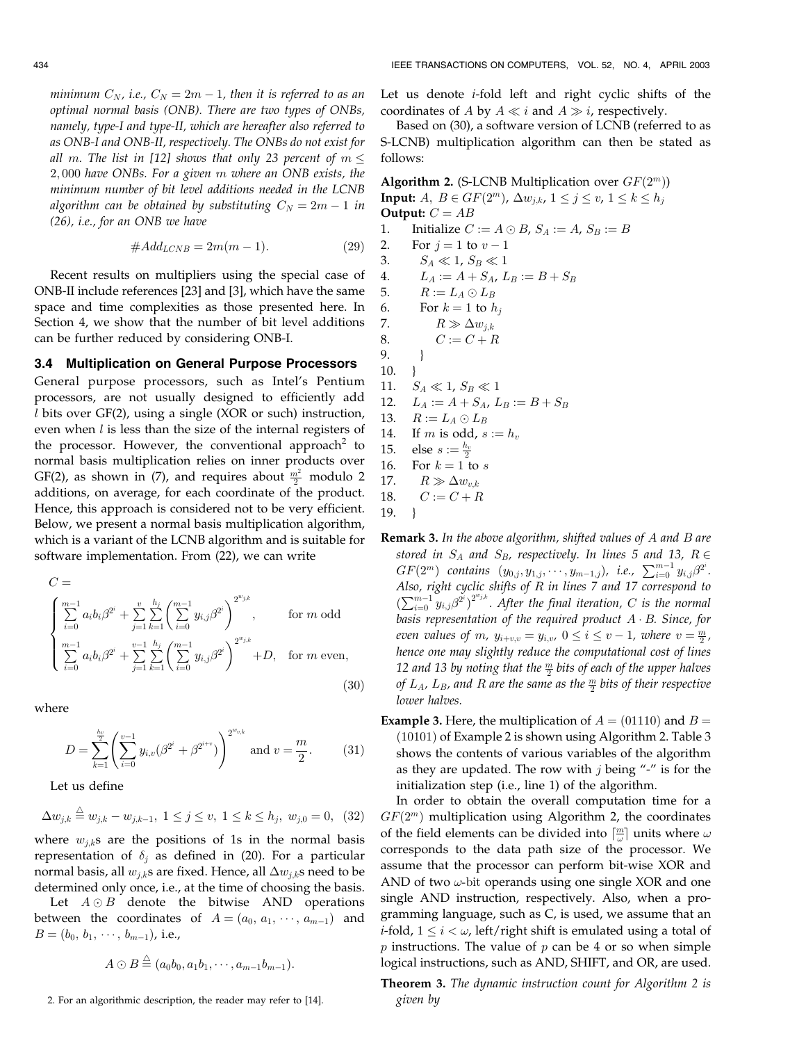*minimum $C_N$, i.e., $C_N = 2m-1$, then it is referred to as an optimal normal basis (ONB). There are two types of ONBs, namely, type-I and type-II, which are hereafter also referred to as ONB-I and ONB-II, respectively. The ONBs do not exist for all $m$. The list in [12] shows that only 23 percent of $m \leq 2{,}000$ have ONBs. For a given $m$ where an ONB exists, the minimum number of bit level additions needed in the LCNB algorithm can be obtained by substituting $C_N = 2m-1$ in (26), i.e., for an ONB we have*

$$\#Add_{LCNB} = 2m(m-1). \tag{29}$$

Recent results on multipliers using the special case of ONB-II include references [23] and [3], which have the same space and time complexities as those presented here. In Section 4, we show that the number of bit level additions can be further reduced by considering ONB-I.

### 3.4 Multiplication on General Purpose Processors

General purpose processors, such as Intel's Pentium processors, are not usually designed to efficiently add $l$ bits over GF(2), using a single (XOR or such) instruction, even when $l$ is less than the size of the internal registers of the processor. However, the conventional approach[2] to normal basis multiplication relies on inner products over GF(2), as shown in (7), and requires about $\frac{m^2}{2}$ modulo 2 additions, on average, for each coordinate of the product. Hence, this approach is considered not to be very efficient. Below, we present a normal basis multiplication algorithm, which is a variant of the LCNB algorithm and is suitable for software implementation. From (22), we can write

$$C = \begin{cases} \sum_{i=0}^{m-1} a_i b_i \beta^{2^i} + \sum_{j=1}^{v} \sum_{k=1}^{h_j} \left( \sum_{i=0}^{m-1} y_{i,j} \beta^{2^i} \right)^{2^{w_{j,k}}}, & \text{for } m \text{ odd} \\ \sum_{i=0}^{m-1} a_i b_i \beta^{2^i} + \sum_{j=1}^{v-1} \sum_{k=1}^{h_j} \left( \sum_{i=0}^{m-1} y_{i,j} \beta^{2^i} \right)^{2^{w_{j,k}}} + D, & \text{for } m \text{ even}, \end{cases} \tag{30}$$

where

$$D = \sum_{k=1}^{\frac{h_v}{2}} \left( \sum_{i=0}^{v-1} y_{i,v} (\beta^{2^i} + \beta^{2^{i+v}}) \right)^{2^{w_{v,k}}} \text{ and } v = \frac{m}{2}. \tag{31}$$

Let us define

$$\Delta w_{j,k} \triangleq w_{j,k} - w_{j,k-1},\ 1 \leq j \leq v,\ 1 \leq k \leq h_j,\ w_{j,0} = 0, \tag{32}$$

where $w_{j,k}$s are the positions of 1s in the normal basis representation of $\delta_j$ as defined in (20). For a particular normal basis, all $w_{j,k}$s are fixed. Hence, all $\Delta w_{j,k}$s need to be determined only once, i.e., at the time of choosing the basis.

Let $A \odot B$ denote the bitwise AND operations between the coordinates of $A = (a_0, a_1, \cdots, a_{m-1})$ and $B = (b_0, b_1, \cdots, b_{m-1})$, i.e.,

$$A \odot B \triangleq (a_0 b_0, a_1 b_1, \cdots, a_{m-1} b_{m-1}).$$

Let us denote $i$-fold left and right cyclic shifts of the coordinates of $A$ by $A \ll i$ and $A \gg i$, respectively.

Based on (30), a software version of LCNB (referred to as S-LCNB) multiplication algorithm can then be stated as follows:

**Algorithm 2.** (S-LCNB Multiplication over $GF(2^m)$)
**Input:** $A,\ B \in GF(2^m)$, $\Delta w_{j,k}$, $1 \leq j \leq v$, $1 \leq k \leq h_j$
**Output:** $C = AB$

```
1.   Initialize C := A ⊙ B, S_A := A, S_B := B
2.   For j = 1 to v − 1
3.      S_A ≪ 1, S_B ≪ 1
4.      L_A := A + S_A, L_B := B + S_B
5.      R := L_A ⊙ L_B
6.      For k = 1 to h_j
7.         R ≫ Δw_{j,k}
8.         C := C + R
9.      }
10.  }
11.  S_A ≪ 1, S_B ≪ 1
12.  L_A := A + S_A, L_B := B + S_B
13.  R := L_A ⊙ L_B
14.  If m is odd, s := h_v
15.  else s := h_v / 2
16.  For k = 1 to s
17.     R ≫ Δw_{v,k}
18.     C := C + R
19.  }
```

**Remark 3.** *In the above algorithm, shifted values of $A$ and $B$ are stored in $S_A$ and $S_B$, respectively. In lines 5 and 13, $R \in GF(2^m)$ contains $(y_{0,j}, y_{1,j}, \cdots, y_{m-1,j})$, i.e., $\sum_{i=0}^{m-1} y_{i,j} \beta^{2^i}$. Also, right cyclic shifts of $R$ in lines 7 and 17 correspond to $(\sum_{i=0}^{m-1} y_{i,j} \beta^{2^i})^{2^{w_{j,k}}}$. After the final iteration, $C$ is the normal basis representation of the required product $A \cdot B$. Since, for even values of $m$, $y_{i+v,v} = y_{i,v}$, $0 \leq i \leq v-1$, where $v = \frac{m}{2}$, hence one may slightly reduce the computational cost of lines 12 and 13 by noting that the $\frac{m}{2}$ bits of each of the upper halves of $L_A$, $L_B$, and $R$ are the same as the $\frac{m}{2}$ bits of their respective lower halves.*

**Example 3.** Here, the multiplication of $A = (01110)$ and $B = (10101)$ of Example 2 is shown using Algorithm 2. Table 3 shows the contents of various variables of the algorithm as they being updated. The row with $j$ being "-" is for the initialization step (i.e., line 1) of the algorithm.

In order to obtain the overall computation time for a $GF(2^m)$ multiplication using Algorithm 2, the coordinates of the field elements can be divided into $\lceil \frac{m}{\omega} \rceil$ units where $\omega$ corresponds to the data path size of the processor. We assume that the processor can perform bit-wise XOR and AND of two $\omega$-bit operands using one single XOR and one single AND instruction, respectively. Also, when a programming language, such as C, is used, we assume that an $i$-fold, $1 \leq i < \omega$, left/right shift is emulated using a total of $p$ instructions. The value of $p$ can be 4 or so when simple logical instructions, such as AND, SHIFT, and OR, are used.

**Theorem 3.** *The dynamic instruction count for Algorithm 2 is given by*

2. For an algorithmic description, the reader may refer to [14].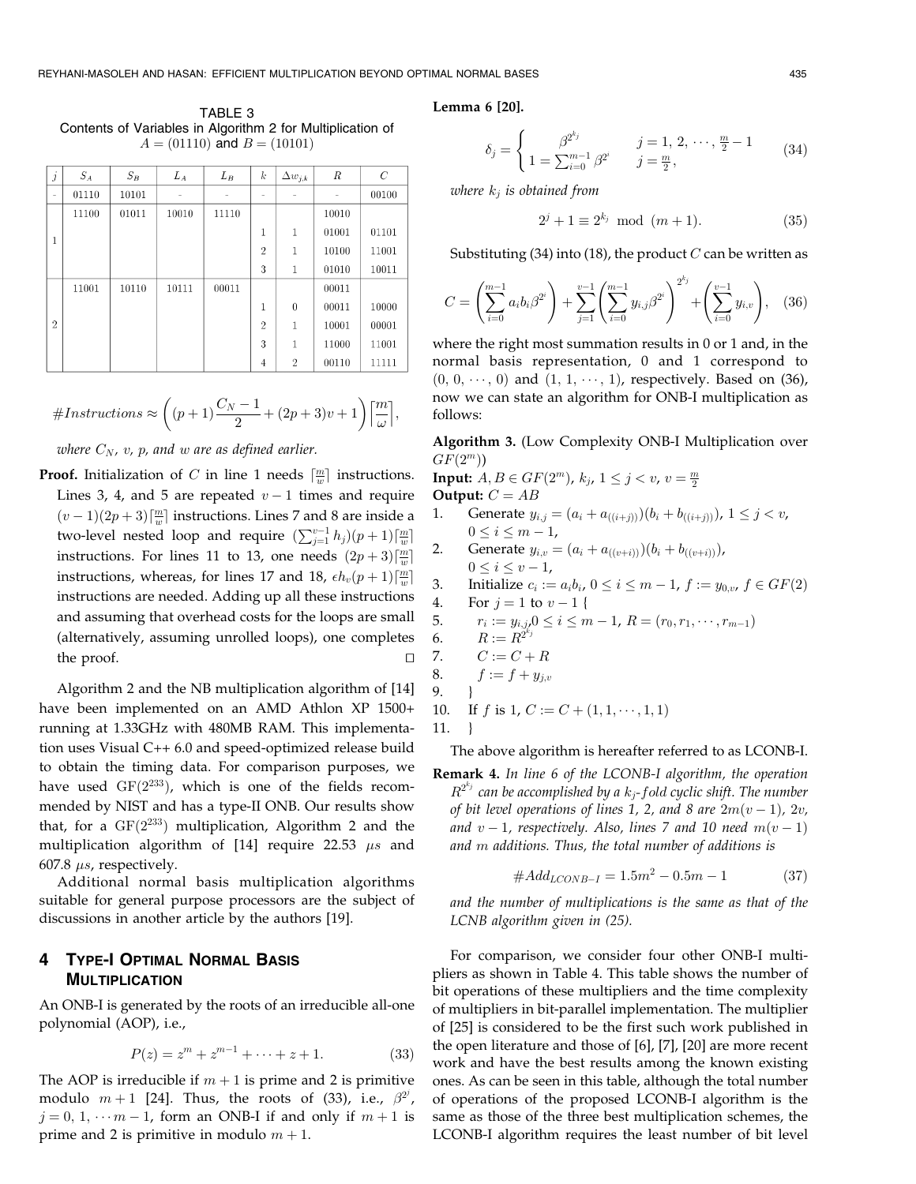TABLE 3
Contents of Variables in Algorithm 2 for Multiplication of $A = (01110)$ and $B = (10101)$

| $j$ | $S_A$ | $S_B$ | $L_A$ | $L_B$ | $k$ | $\Delta w_{j,k}$ | $R$ | $C$ |
|---|---|---|---|---|---|---|---|---|
| - | 01110 | 10101 | - | - | - | - | - | 00100 |
| 1 | 11100 | 01011 | 10010 | 11110 | | | 10010 | |
| | | | | | 1 | 1 | 01001 | 01101 |
| | | | | | 2 | 1 | 10100 | 11001 |
| | | | | | 3 | 1 | 01010 | 10011 |
| 2 | 11001 | 10110 | 10111 | 00011 | | | 00011 | |
| | | | | | 1 | 0 | 00011 | 10000 |
| | | | | | 2 | 1 | 10001 | 00001 |
| | | | | | 3 | 1 | 11000 | 11001 |
| | | | | | 4 | 2 | 00110 | 11111 |

$$\#Instructions \approx \left( (p+1)\frac{C_N - 1}{2} + (2p+3)v + 1 \right) \left\lceil \frac{m}{\omega} \right\rceil,$$

*where $C_N$, $v$, $p$, and $w$ are as defined earlier.*

**Proof.** Initialization of $C$ in line 1 needs $\lceil \frac{m}{w} \rceil$ instructions. Lines 3, 4, and 5 are repeated $v-1$ times and require $(v-1)(2p+3)\lceil \frac{m}{w} \rceil$ instructions. Lines 7 and 8 are inside a two-level nested loop and require $(\sum_{j=1}^{v-1} h_j)(p+1)\lceil \frac{m}{w} \rceil$ instructions. For lines 11 to 13, one needs $(2p+3)\lceil \frac{m}{w} \rceil$ instructions, whereas, for lines 17 and 18, $\epsilon h_v(p+1)\lceil \frac{m}{w} \rceil$ instructions are needed. Adding up all these instructions and assuming that overhead costs for the loops are small (alternatively, assuming unrolled loops), one completes the proof. □

Algorithm 2 and the NB multiplication algorithm of [14] have been implemented on an AMD Athlon XP 1500+ running at 1.33GHz with 480MB RAM. This implementation uses Visual C++ 6.0 and speed-optimized release build to obtain the timing data. For comparison purposes, we have used GF($2^{233}$), which is one of the fields recommended by NIST and has a type-II ONB. Our results show that, for a GF($2^{233}$) multiplication, Algorithm 2 and the multiplication algorithm of [14] require 22.53 $\mu s$ and 607.8 $\mu s$, respectively.

Additional normal basis multiplication algorithms suitable for general purpose processors are the subject of discussions in another article by the authors [19].

## 4 Type-I Optimal Normal Basis Multiplication

An ONB-I is generated by the roots of an irreducible all-one polynomial (AOP), i.e.,

$$P(z) = z^m + z^{m-1} + \cdots + z + 1. \tag{33}$$

The AOP is irreducible if $m+1$ is prime and 2 is primitive modulo $m+1$ [24]. Thus, the roots of (33), i.e., $\beta^{2^j}$, $j = 0, 1, \cdots m-1$, form an ONB-I if and only if $m+1$ is prime and 2 is primitive in modulo $m+1$.

**Lemma 6 [20].**

$$\delta_j = \begin{cases} \beta^{2^{k_j}} & j = 1, 2, \cdots, \frac{m}{2} - 1 \\ 1 = \sum_{i=0}^{m-1} \beta^{2^i} & j = \frac{m}{2}, \end{cases} \tag{34}$$

*where $k_j$ is obtained from*

$$2^j + 1 \equiv 2^{k_j} \mod (m+1). \tag{35}$$

Substituting (34) into (18), the product $C$ can be written as

$$C = \left( \sum_{i=0}^{m-1} a_i b_i \beta^{2^i} \right) + \sum_{j=1}^{v-1} \left( \sum_{i=0}^{m-1} y_{i,j} \beta^{2^i} \right)^{2^{k_j}} + \left( \sum_{i=0}^{v-1} y_{i,v} \right), \tag{36}$$

where the right most summation results in 0 or 1 and, in the normal basis representation, 0 and 1 correspond to $(0, 0, \cdots, 0)$ and $(1, 1, \cdots, 1)$, respectively. Based on (36), now we can state an algorithm for ONB-I multiplication as follows:

**Algorithm 3.** (Low Complexity ONB-I Multiplication over $GF(2^m)$)
**Input:** $A, B \in GF(2^m)$, $k_j$, $1 \le j < v$, $v = \frac{m}{2}$
**Output:** $C = AB$

```
1.    Generate y_{i,j} = (a_i + a_{((i+j))})(b_i + b_{((i+j))}), 1 ≤ j < v,
      0 ≤ i ≤ m − 1,
2.    Generate y_{i,v} = (a_i + a_{((v+i))})(b_i + b_{((v+i))}),
      0 ≤ i ≤ v − 1,
3.    Initialize c_i := a_i b_i, 0 ≤ i ≤ m − 1, f := y_{0,v}, f ∈ GF(2)
4.    For j = 1 to v − 1 {
5.        r_i := y_{i,j}, 0 ≤ i ≤ m − 1, R = (r_0, r_1, ···, r_{m−1})
6.        R := R^{2^{k_j}}
7.        C := C + R
8.        f := f + y_{j,v}
9.    }
10.   If f is 1, C := C + (1, 1, ···, 1, 1)
11.   }
```

The above algorithm is hereafter referred to as LCONB-I.

**Remark 4.** *In line 6 of the LCONB-I algorithm, the operation $R^{2^{k_j}}$ can be accomplished by a $k_j$-fold cyclic shift. The number of bit level operations of lines 1, 2, and 8 are $2m(v-1)$, $2v$, and $v-1$, respectively. Also, lines 7 and 10 need $m(v-1)$ and $m$ additions. Thus, the total number of additions is*

$$\#Add_{LCONB-I} = 1.5m^2 - 0.5m - 1 \tag{37}$$

*and the number of multiplications is the same as that of the LCNB algorithm given in (25).*

For comparison, we consider four other ONB-I multipliers as shown in Table 4. This table shows the number of bit operations of these multipliers and the time complexity of multipliers in bit-parallel implementation. The multiplier of [25] is considered to be the first such work published in the open literature and those of [6], [7], [20] are more recent work and have the best results among the known existing ones. As can be seen in this table, although the total number of operations of the proposed LCONB-I algorithm is the same as those of the three best multiplication schemes, the LCONB-I algorithm requires the least number of bit level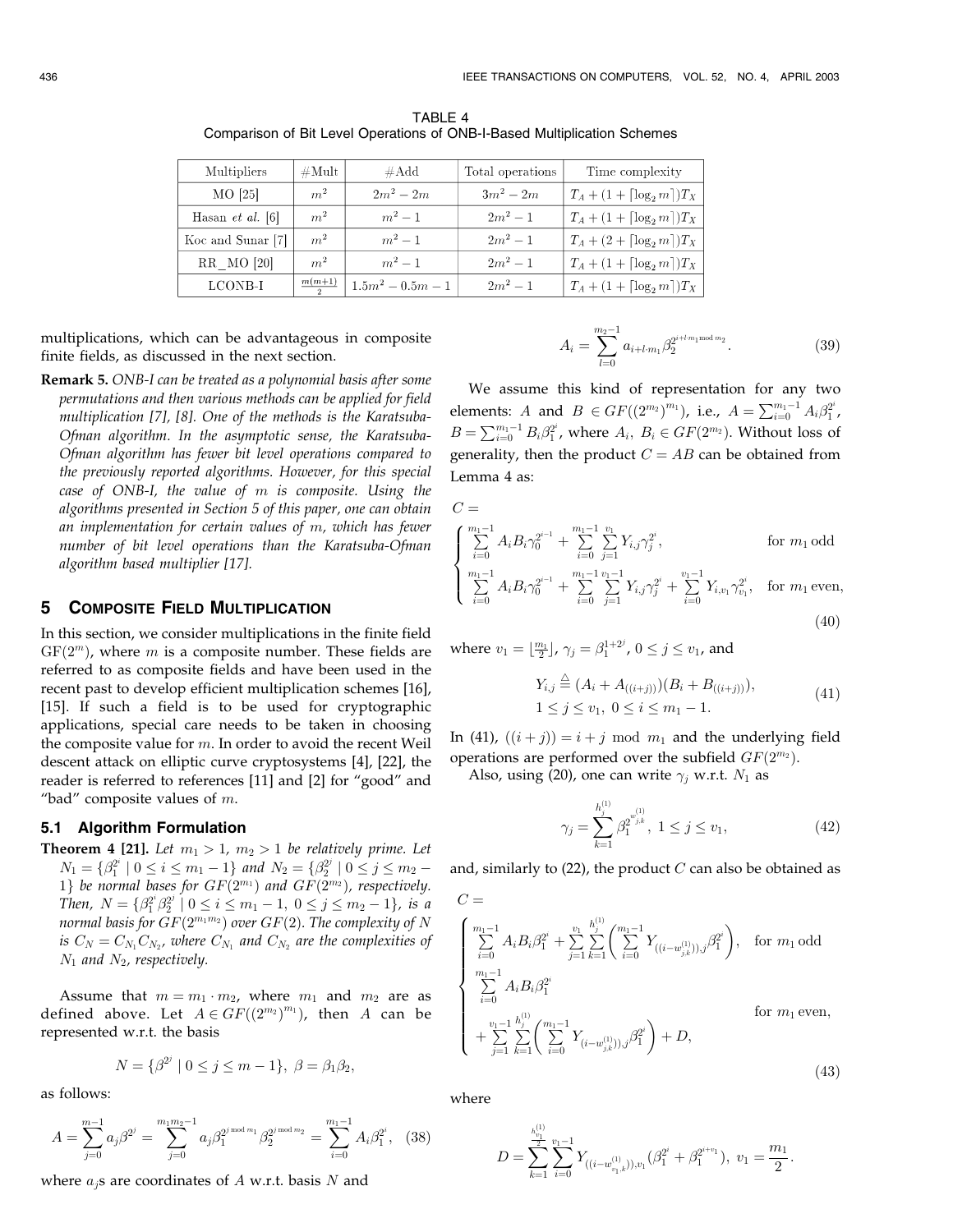TABLE 4
Comparison of Bit Level Operations of ONB-I-Based Multiplication Schemes

| Multipliers | #Mult | #Add | Total operations | Time complexity |
|---|---|---|---|---|
| MO [25] | $m^2$ | $2m^2-2m$ | $3m^2-2m$ | $T_A+(1+\lceil\log_2 m\rceil)T_X$ |
| Hasan *et al.* [6] | $m^2$ | $m^2-1$ | $2m^2-1$ | $T_A+(1+\lceil\log_2 m\rceil)T_X$ |
| Koc and Sunar [7] | $m^2$ | $m^2-1$ | $2m^2-1$ | $T_A+(2+\lceil\log_2 m\rceil)T_X$ |
| RR_MO [20] | $m^2$ | $m^2-1$ | $2m^2-1$ | $T_A+(1+\lceil\log_2 m\rceil)T_X$ |
| LCONB-I | $\frac{m(m+1)}{2}$ | $1.5m^2-0.5m-1$ | $2m^2-1$ | $T_A+(1+\lceil\log_2 m\rceil)T_X$ |

multiplications, which can be advantageous in composite finite fields, as discussed in the next section.

**Remark 5.** *ONB-I can be treated as a polynomial basis after some permutations and then various methods can be applied for field multiplication [7], [8]. One of the methods is the Karatsuba-Ofman algorithm. In the asymptotic sense, the Karatsuba-Ofman algorithm has fewer bit level operations compared to the previously reported algorithms. However, for this special case of ONB-I, the value of m is composite. Using the algorithms presented in Section 5 of this paper, one can obtain an implementation for certain values of m, which has fewer number of bit level operations than the Karatsuba-Ofman algorithm based multiplier [17].*

## 5 Composite Field Multiplication

In this section, we consider multiplications in the finite field $\mathrm{GF}(2^m)$, where $m$ is a composite number. These fields are referred to as composite fields and have been used in the recent past to develop efficient multiplication schemes [16], [15]. If such a field is to be used for cryptographic applications, special care needs to be taken in choosing the composite value for $m$. In order to avoid the recent Weil descent attack on elliptic curve cryptosystems [4], [22], the reader is referred to references [11] and [2] for "good" and "bad" composite values of $m$.

### 5.1 Algorithm Formulation

**Theorem 4 [21].** *Let $m_1>1$, $m_2>1$ be relatively prime. Let $N_1=\{\beta_1^{2^i}\mid 0\le i\le m_1-1\}$ and $N_2=\{\beta_2^{2^j}\mid 0\le j\le m_2-1\}$ be normal bases for $GF(2^{m_1})$ and $GF(2^{m_2})$, respectively. Then, $N=\{\beta_1^{2^i}\beta_2^{2^i}\mid 0\le i\le m_1-1,\ 0\le j\le m_2-1\}$, is a normal basis for $GF(2^{m_1m_2})$ over $GF(2)$. The complexity of $N$ is $C_N=C_{N_1}C_{N_2}$, where $C_{N_1}$ and $C_{N_2}$ are the complexities of $N_1$ and $N_2$, respectively.*

Assume that $m=m_1\cdot m_2$, where $m_1$ and $m_2$ are as defined above. Let $A\in GF((2^{m_2})^{m_1})$, then $A$ can be represented w.r.t. the basis

$$N=\{\beta^{2^j}\mid 0\le j\le m-1\},\ \beta=\beta_1\beta_2,$$

as follows:

$$A=\sum_{j=0}^{m-1}a_j\beta^{2^j}=\sum_{j=0}^{m_1m_2-1}a_j\beta_1^{2^{j \bmod m_1}}\beta_2^{2^{j \bmod m_2}}=\sum_{i=0}^{m_1-1}A_i\beta_1^{2^i}, \quad (38)$$

where $a_j$s are coordinates of $A$ w.r.t. basis $N$ and

$$A_i=\sum_{l=0}^{m_2-1}a_{i+l\cdot m_1}\beta_2^{2^{i+l\cdot m_1 \bmod m_2}}. \quad (39)$$

We assume this kind of representation for any two elements: $A$ and $B\in GF((2^{m_2})^{m_1})$, i.e., $A=\sum_{i=0}^{m_1-1}A_i\beta_1^{2^i}$, $B=\sum_{i=0}^{m_1-1}B_i\beta_1^{2^i}$, where $A_i,\ B_i\in GF(2^{m_2})$. Without loss of generality, then the product $C=AB$ can be obtained from Lemma 4 as:

$$C=\begin{cases}\sum_{i=0}^{m_1-1}A_iB_i\gamma_0^{2^{i-1}}+\sum_{i=0}^{m_1-1}\sum_{j=1}^{v_1}Y_{i,j}\gamma_j^{2^i}, & \text{for } m_1 \text{ odd}\\ \sum_{i=0}^{m_1-1}A_iB_i\gamma_0^{2^{i-1}}+\sum_{i=0}^{m_1-1}\sum_{j=1}^{v_1-1}Y_{i,j}\gamma_j^{2^i}+\sum_{i=0}^{v_1-1}Y_{i,v_1}\gamma_{v_1}^{2^i}, & \text{for } m_1 \text{ even,}\end{cases} \quad (40)$$

where $v_1=\lfloor\frac{m_1}{2}\rfloor$, $\gamma_j=\beta_1^{1+2^j}$, $0\le j\le v_1$, and

$$\begin{aligned}Y_{i,j}&\triangleq(A_i+A_{((i+j))})(B_i+B_{((i+j))}),\\ &1\le j\le v_1,\ 0\le i\le m_1-1.\end{aligned} \quad (41)$$

In (41), $((i+j))=i+j \bmod m_1$ and the underlying field operations are performed over the subfield $GF(2^{m_2})$.

Also, using (20), one can write $\gamma_j$ w.r.t. $N_1$ as

$$\gamma_j=\sum_{k=1}^{h_j^{(1)}}\beta_1^{2^{w_{j,k}^{(1)}}},\ 1\le j\le v_1, \quad (42)$$

and, similarly to (22), the product $C$ can also be obtained as

$$C=\begin{cases}\sum_{i=0}^{m_1-1}A_iB_i\beta_1^{2^i}+\sum_{j=1}^{v_1}\sum_{k=1}^{h_j^{(1)}}\left(\sum_{i=0}^{m_1-1}Y_{((i-w_{j,k}^{(1)})),j}\beta_1^{2^i}\right), & \text{for } m_1 \text{ odd}\\ \sum_{i=0}^{m_1-1}A_iB_i\beta_1^{2^i}+\sum_{j=1}^{v_1-1}\sum_{k=1}^{h_j^{(1)}}\left(\sum_{i=0}^{m_1-1}Y_{(i-w_{j,k}^{(1)})),j}\beta_1^{2^i}\right)+D, & \text{for } m_1 \text{ even,}\end{cases} \quad (43)$$

where

$$D=\sum_{k=1}^{\frac{h_{v_1}^{(1)}}{2}}\sum_{i=0}^{v_1-1}Y_{((i-w_{v_1,k}^{(1)})),v_1}(\beta_1^{2^i}+\beta_1^{2^{i+v_1}}),\ v_1=\frac{m_1}{2}.$$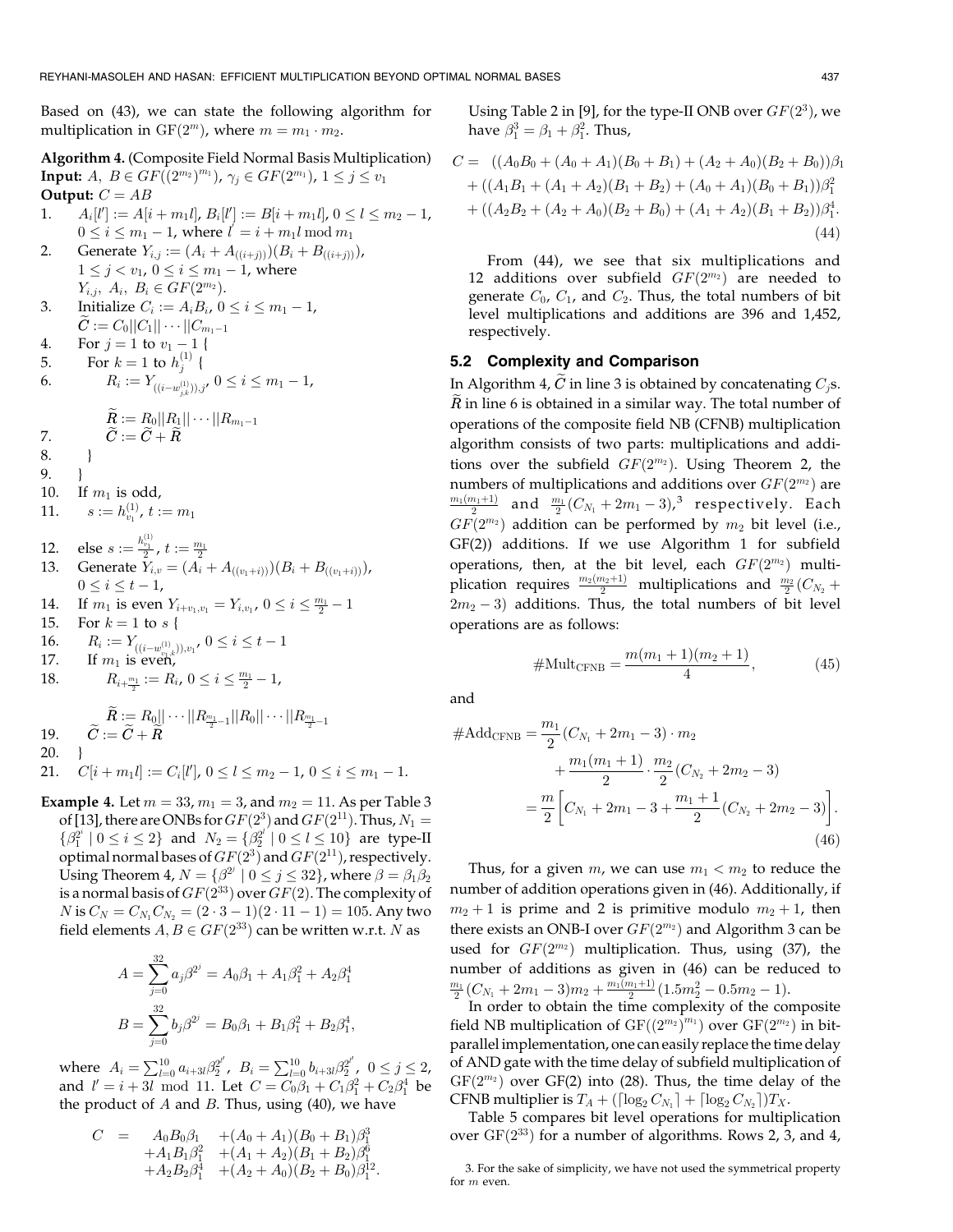Based on (43), we can state the following algorithm for multiplication in $\mathrm{GF}(2^m)$, where $m = m_1 \cdot m_2$.

**Algorithm 4.** (Composite Field Normal Basis Multiplication)
**Input:** $A,\ B \in GF((2^{m_2})^{m_1})$, $\gamma_j \in GF(2^{m_1})$, $1 \le j \le v_1$
**Output:** $C = AB$

1. $A_i[l'] := A[i + m_1 l]$, $B_i[l'] := B[i + m_1 l]$, $0 \le l \le m_2 - 1$, $0 \le i \le m_1 - 1$, where $l' = i + m_1 l \bmod m_1$
2. Generate $Y_{i,j} := (A_i + A_{((i+j))})(B_i + B_{((i+j))})$, $1 \le j < v_1$, $0 \le i \le m_1 - 1$, where $Y_{i,j},\ A_i,\ B_i \in GF(2^{m_2})$.
3. Initialize $C_i := A_i B_i$, $0 \le i \le m_1 - 1$, $\widetilde{C} := C_0 || C_1 || \cdots || C_{m_1 - 1}$
4. For $j = 1$ to $v_1 - 1$ {
5. &nbsp;&nbsp;For $k = 1$ to $h_j^{(1)}$ {
6. &nbsp;&nbsp;&nbsp;&nbsp;$R_i := Y_{((i - w_{j,k}^{(1)})),j}$, $0 \le i \le m_1 - 1$, $\widetilde{R} := R_0 || R_1 || \cdots || R_{m_1 - 1}$
7. &nbsp;&nbsp;&nbsp;&nbsp;$\widetilde{C} := \widetilde{C} + \widetilde{R}$
8. &nbsp;&nbsp;}
9. }
10. If $m_1$ is odd,
11. &nbsp;&nbsp;$s := h_{v_1}^{(1)}$, $t := m_1$
12. else $s := \frac{h_{v_1}^{(1)}}{2}$, $t := \frac{m_1}{2}$
13. Generate $Y_{i,v} = (A_i + A_{((v_1 + i))})(B_i + B_{((v_1 + i))})$, $0 \le i \le t - 1$,
14. If $m_1$ is even $Y_{i+v_1, v_1} = Y_{i, v_1}$, $0 \le i \le \frac{m_1}{2} - 1$
15. For $k = 1$ to $s$ {
16. &nbsp;&nbsp;$R_i := Y_{((i - w_{v_1,k}^{(1)})), v_1}$, $0 \le i \le t - 1$
17. &nbsp;&nbsp;If $m_1$ is even,
18. &nbsp;&nbsp;&nbsp;&nbsp;$R_{i + \frac{m_1}{2}} := R_i$, $0 \le i \le \frac{m_1}{2} - 1$, $\widetilde{R} := R_0 || \cdots || R_{\frac{m_1}{2} - 1} || R_0 || \cdots || R_{\frac{m_1}{2} - 1}$
19. &nbsp;&nbsp;$\widetilde{C} := \widetilde{C} + \widetilde{R}$
20. }
21. $C[i + m_1 l] := C_i[l']$, $0 \le l \le m_2 - 1$, $0 \le i \le m_1 - 1$.

**Example 4.** Let $m = 33$, $m_1 = 3$, and $m_2 = 11$. As per Table 3 of [13], there are ONBs for $GF(2^3)$ and $GF(2^{11})$. Thus, $N_1 = \{\beta_1^{2^i} \mid 0 \le i \le 2\}$ and $N_2 = \{\beta_2^{2^l} \mid 0 \le l \le 10\}$ are type-II optimal normal bases of $GF(2^3)$ and $GF(2^{11})$, respectively. Using Theorem 4, $N = \{\beta^{2^j} \mid 0 \le j \le 32\}$, where $\beta = \beta_1 \beta_2$ is a normal basis of $GF(2^{33})$ over $GF(2)$. The complexity of $N$ is $C_N = C_{N_1} C_{N_2} = (2 \cdot 3 - 1)(2 \cdot 11 - 1) = 105$. Any two field elements $A, B \in GF(2^{33})$ can be written w.r.t. $N$ as

$$A = \sum_{j=0}^{32} a_j \beta^{2^j} = A_0 \beta_1 + A_1 \beta_1^2 + A_2 \beta_1^4$$

$$B = \sum_{j=0}^{32} b_j \beta^{2^j} = B_0 \beta_1 + B_1 \beta_1^2 + B_2 \beta_1^4,$$

where $A_i = \sum_{l=0}^{10} a_{i+3l} \beta_2^{2^{l'}}$, $B_i = \sum_{l=0}^{10} b_{i+3l} \beta_2^{2^{l'}}$, $0 \le j \le 2$, and $l' = i + 3l \bmod 11$. Let $C = C_0 \beta_1 + C_1 \beta_1^2 + C_2 \beta_1^4$ be the product of $A$ and $B$. Thus, using (40), we have

$$\begin{aligned} C = \;& A_0 B_0 \beta_1 && + (A_0 + A_1)(B_0 + B_1)\beta_1^3 \\ & + A_1 B_1 \beta_1^2 && + (A_1 + A_2)(B_1 + B_2)\beta_1^6 \\ & + A_2 B_2 \beta_1^4 && + (A_2 + A_0)(B_2 + B_0)\beta_1^{12}. \end{aligned}$$

Using Table 2 in [9], for the type-II ONB over $GF(2^3)$, we have $\beta_1^3 = \beta_1 + \beta_1^2$. Thus,

$$\begin{aligned} C = \;& ((A_0 B_0 + (A_0 + A_1)(B_0 + B_1) + (A_2 + A_0)(B_2 + B_0))\beta_1 \\ & + ((A_1 B_1 + (A_1 + A_2)(B_1 + B_2) + (A_0 + A_1)(B_0 + B_1))\beta_1^2 \\ & + ((A_2 B_2 + (A_2 + A_0)(B_2 + B_0) + (A_1 + A_2)(B_1 + B_2))\beta_1^4. \end{aligned} \tag{44}$$

From (44), we see that six multiplications and 12 additions over subfield $GF(2^{m_2})$ are needed to generate $C_0$, $C_1$, and $C_2$. Thus, the total numbers of bit level multiplications and additions are 396 and 1,452, respectively.

## 5.2 Complexity and Comparison

In Algorithm 4, $\widetilde{C}$ in line 3 is obtained by concatenating $C_j$s. $\widetilde{R}$ in line 6 is obtained in a similar way. The total number of operations of the composite field NB (CFNB) multiplication algorithm consists of two parts: multiplications and additions over the subfield $GF(2^{m_2})$. Using Theorem 2, the numbers of multiplications and additions over $GF(2^{m_2})$ are $\frac{m_1(m_1+1)}{2}$ and $\frac{m_1}{2}(C_{N_1} + 2m_1 - 3)$,[3] respectively. Each $GF(2^{m_2})$ addition can be performed by $m_2$ bit level (i.e., GF(2)) additions. If we use Algorithm 1 for subfield operations, then, at the bit level, each $GF(2^{m_2})$ multiplication requires $\frac{m_2(m_2+1)}{2}$ multiplications and $\frac{m_2}{2}(C_{N_2} + 2m_2 - 3)$ additions. Thus, the total numbers of bit level operations are as follows:

$$\#\mathrm{Mult}_{\mathrm{CFNB}} = \frac{m(m_1+1)(m_2+1)}{4}, \tag{45}$$

and

$$\begin{aligned} \#\mathrm{Add}_{\mathrm{CFNB}} &= \frac{m_1}{2}(C_{N_1} + 2m_1 - 3) \cdot m_2 \\ &\quad + \frac{m_1(m_1+1)}{2} \cdot \frac{m_2}{2}(C_{N_2} + 2m_2 - 3) \\ &= \frac{m}{2}\left[C_{N_1} + 2m_1 - 3 + \frac{m_1+1}{2}(C_{N_2} + 2m_2 - 3)\right]. \end{aligned} \tag{46}$$

Thus, for a given $m$, we can use $m_1 < m_2$ to reduce the number of addition operations given in (46). Additionally, if $m_2 + 1$ is prime and 2 is primitive modulo $m_2 + 1$, then there exists an ONB-I over $GF(2^{m_2})$ and Algorithm 3 can be used for $GF(2^{m_2})$ multiplication. Thus, using (37), the number of additions as given in (46) can be reduced to $\frac{m_1}{2}(C_{N_1} + 2m_1 - 3)m_2 + \frac{m_1(m_1+1)}{2}(1.5m_2^2 - 0.5m_2 - 1)$.

In order to obtain the time complexity of the composite field NB multiplication of $\mathrm{GF}((2^{m_2})^{m_1})$ over $\mathrm{GF}(2^{m_2})$ in bit-parallel implementation, one can easily replace the time delay of AND gate with the time delay of subfield multiplication of $\mathrm{GF}(2^{m_2})$ over GF(2) into (28). Thus, the time delay of the CFNB multiplier is $T_A + (\lceil \log_2 C_{N_1} \rceil + \lceil \log_2 C_{N_2} \rceil)T_X$.

Table 5 compares bit level operations for multiplication over $\mathrm{GF}(2^{33})$ for a number of algorithms. Rows 2, 3, and 4,

3. For the sake of simplicity, we have not used the symmetrical property for $m$ even.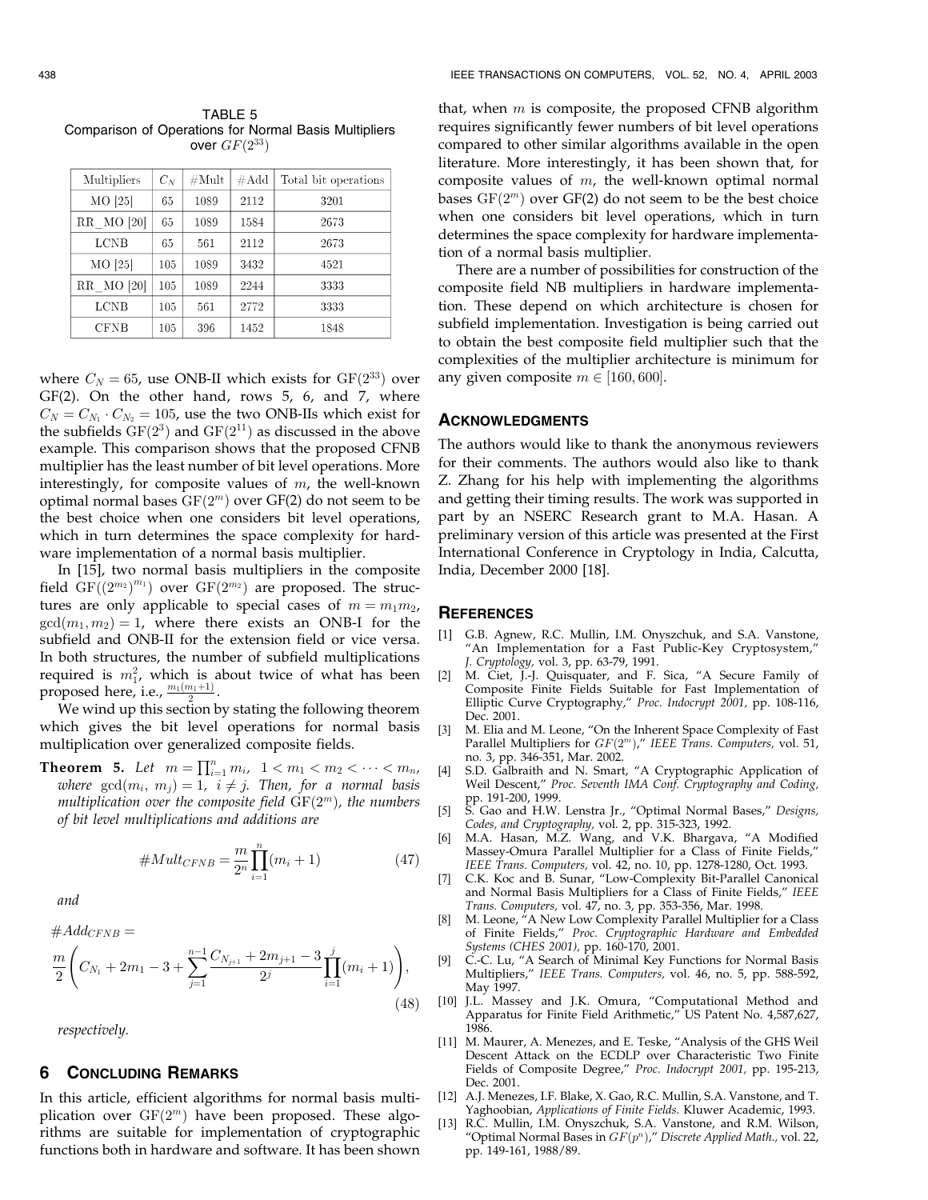TABLE 5
Comparison of Operations for Normal Basis Multipliers over $GF(2^{33})$

| Multipliers | $C_N$ | #Mult | #Add | Total bit operations |
|---|---|---|---|---|
| MO [25] | 65 | 1089 | 2112 | 3201 |
| RR_MO [20] | 65 | 1089 | 1584 | 2673 |
| LCNB | 65 | 561 | 2112 | 2673 |
| MO [25] | 105 | 1089 | 3432 | 4521 |
| RR_MO [20] | 105 | 1089 | 2244 | 3333 |
| LCNB | 105 | 561 | 2772 | 3333 |
| CFNB | 105 | 396 | 1452 | 1848 |

where $C_N = 65$, use ONB-II which exists for $\mathrm{GF}(2^{33})$ over GF(2). On the other hand, rows 5, 6, and 7, where $C_N = C_{N_1} \cdot C_{N_2} = 105$, use the two ONB-IIs which exist for the subfields $\mathrm{GF}(2^3)$ and $\mathrm{GF}(2^{11})$ as discussed in the above example. This comparison shows that the proposed CFNB multiplier has the least number of bit level operations. More interestingly, for composite values of $m$, the well-known optimal normal bases $\mathrm{GF}(2^m)$ over GF(2) do not seem to be the best choice when one considers bit level operations, which in turn determines the space complexity for hardware implementation of a normal basis multiplier.

In [15], two normal basis multipliers in the composite field $\mathrm{GF}((2^{m_2})^{m_1})$ over $\mathrm{GF}(2^{m_2})$ are proposed. The structures are only applicable to special cases of $m = m_1 m_2$, $\gcd(m_1, m_2) = 1$, where there exists an ONB-I for the subfield and ONB-II for the extension field or vice versa. In both structures, the number of subfield multiplications required is $m_1^2$, which is about twice of what has been proposed here, i.e., $\frac{m_1(m_1+1)}{2}$.

We wind up this section by stating the following theorem which gives the bit level operations for normal basis multiplication over generalized composite fields.

**Theorem 5.** *Let* $m = \prod_{i=1}^{n} m_i$, $1 < m_1 < m_2 < \cdots < m_n$, *where* $\gcd(m_i, m_j) = 1$, $i \neq j$. *Then, for a normal basis multiplication over the composite field* $\mathrm{GF}(2^m)$, *the numbers of bit level multiplications and additions are*

$$\#Mult_{CFNB} = \frac{m}{2^n} \prod_{i=1}^{n} (m_i + 1) \tag{47}$$

*and*

$$\#Add_{CFNB} = \frac{m}{2}\left( C_{N_1} + 2m_1 - 3 + \sum_{j=1}^{n-1} \frac{C_{N_{j+1}} + 2m_{j+1} - 3}{2^j} \prod_{i=1}^{j} (m_i + 1) \right), \tag{48}$$

*respectively.*

## 6 Concluding Remarks

In this article, efficient algorithms for normal basis multiplication over $\mathrm{GF}(2^m)$ have been proposed. These algorithms are suitable for implementation of cryptographic functions both in hardware and software. It has been shown that, when $m$ is composite, the proposed CFNB algorithm requires significantly fewer numbers of bit level operations compared to other similar algorithms available in the open literature. More interestingly, it has been shown that, for composite values of $m$, the well-known optimal normal bases $\mathrm{GF}(2^m)$ over GF(2) do not seem to be the best choice when one considers bit level operations, which in turn determines the space complexity for hardware implementation of a normal basis multiplier.

There are a number of possibilities for construction of the composite field NB multipliers in hardware implementation. These depend on which architecture is chosen for subfield implementation. Investigation is being carried out to obtain the best composite field multiplier such that the complexities of the multiplier architecture is minimum for any given composite $m \in [160, 600]$.

## Acknowledgments

The authors would like to thank the anonymous reviewers for their comments. The authors would also like to thank Z. Zhang for his help with implementing the algorithms and getting their timing results. The work was supported in part by an NSERC Research grant to M.A. Hasan. A preliminary version of this article was presented at the First International Conference in Cryptology in India, Calcutta, India, December 2000 [18].

## References

[1] G.B. Agnew, R.C. Mullin, I.M. Onyszchuk, and S.A. Vanstone, "An Implementation for a Fast Public-Key Cryptosystem," *J. Cryptology,* vol. 3, pp. 63-79, 1991.

[2] M. Ciet, J.-J. Quisquater, and F. Sica, "A Secure Family of Composite Finite Fields Suitable for Fast Implementation of Elliptic Curve Cryptography," *Proc. Indocrypt 2001,* pp. 108-116, Dec. 2001.

[3] M. Elia and M. Leone, "On the Inherent Space Complexity of Fast Parallel Multipliers for $GF(2^m)$," *IEEE Trans. Computers,* vol. 51, no. 3, pp. 346-351, Mar. 2002.

[4] S.D. Galbraith and N. Smart, "A Cryptographic Application of Weil Descent," *Proc. Seventh IMA Conf. Cryptography and Coding,* pp. 191-200, 1999.

[5] S. Gao and H.W. Lenstra Jr., "Optimal Normal Bases," *Designs, Codes, and Cryptography,* vol. 2, pp. 315-323, 1992.

[6] M.A. Hasan, M.Z. Wang, and V.K. Bhargava, "A Modified Massey-Omura Parallel Multiplier for a Class of Finite Fields," *IEEE Trans. Computers,* vol. 42, no. 10, pp. 1278-1280, Oct. 1993.

[7] C.K. Koc and B. Sunar, "Low-Complexity Bit-Parallel Canonical and Normal Basis Multipliers for a Class of Finite Fields," *IEEE Trans. Computers,* vol. 47, no. 3, pp. 353-356, Mar. 1998.

[8] M. Leone, "A New Low Complexity Parallel Multiplier for a Class of Finite Fields," *Proc. Cryptographic Hardware and Embedded Systems (CHES 2001),* pp. 160-170, 2001.

[9] C.-C. Lu, "A Search of Minimal Key Functions for Normal Basis Multipliers," *IEEE Trans. Computers,* vol. 46, no. 5, pp. 588-592, May 1997.

[10] J.L. Massey and J.K. Omura, "Computational Method and Apparatus for Finite Field Arithmetic," US Patent No. 4,587,627, 1986.

[11] M. Maurer, A. Menezes, and E. Teske, "Analysis of the GHS Weil Descent Attack on the ECDLP over Characteristic Two Finite Fields of Composite Degree," *Proc. Indocrypt 2001,* pp. 195-213, Dec. 2001.

[12] A.J. Menezes, I.F. Blake, X. Gao, R.C. Mullin, S.A. Vanstone, and T. Yaghoobian, *Applications of Finite Fields.* Kluwer Academic, 1993.

[13] R.C. Mullin, I.M. Onyszchuk, S.A. Vanstone, and R.M. Wilson, "Optimal Normal Bases in $GF(p^n)$," *Discrete Applied Math.,* vol. 22, pp. 149-161, 1988/89.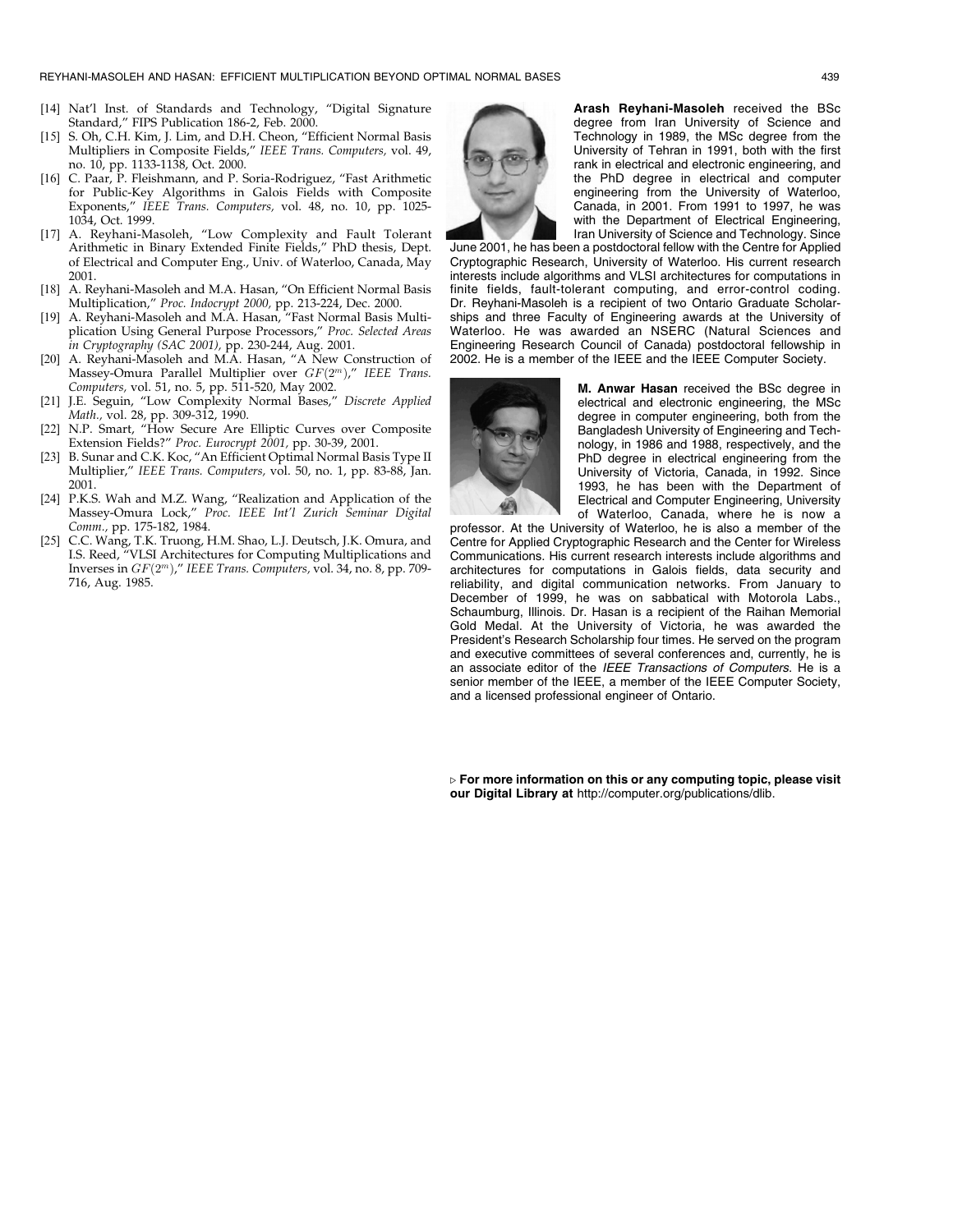[14] Nat'l Inst. of Standards and Technology, "Digital Signature Standard," FIPS Publication 186-2, Feb. 2000.

[15] S. Oh, C.H. Kim, J. Lim, and D.H. Cheon, "Efficient Normal Basis Multipliers in Composite Fields," *IEEE Trans. Computers,* vol. 49, no. 10, pp. 1133-1138, Oct. 2000.

[16] C. Paar, P. Fleishmann, and P. Soria-Rodriguez, "Fast Arithmetic for Public-Key Algorithms in Galois Fields with Composite Exponents," *IEEE Trans. Computers,* vol. 48, no. 10, pp. 1025-1034, Oct. 1999.

[17] A. Reyhani-Masoleh, "Low Complexity and Fault Tolerant Arithmetic in Binary Extended Finite Fields," PhD thesis, Dept. of Electrical and Computer Eng., Univ. of Waterloo, Canada, May 2001.

[18] A. Reyhani-Masoleh and M.A. Hasan, "On Efficient Normal Basis Multiplication," *Proc. Indocrypt 2000,* pp. 213-224, Dec. 2000.

[19] A. Reyhani-Masoleh and M.A. Hasan, "Fast Normal Basis Multiplication Using General Purpose Processors," *Proc. Selected Areas in Cryptography (SAC 2001),* pp. 230-244, Aug. 2001.

[20] A. Reyhani-Masoleh and M.A. Hasan, "A New Construction of Massey-Omura Parallel Multiplier over $GF(2^m)$," *IEEE Trans. Computers,* vol. 51, no. 5, pp. 511-520, May 2002.

[21] J.E. Seguin, "Low Complexity Normal Bases," *Discrete Applied Math.,* vol. 28, pp. 309-312, 1990.

[22] N.P. Smart, "How Secure Are Elliptic Curves over Composite Extension Fields?" *Proc. Eurocrypt 2001,* pp. 30-39, 2001.

[23] B. Sunar and C.K. Koc, "An Efficient Optimal Normal Basis Type II Multiplier," *IEEE Trans. Computers,* vol. 50, no. 1, pp. 83-88, Jan. 2001.

[24] P.K.S. Wah and M.Z. Wang, "Realization and Application of the Massey-Omura Lock," *Proc. IEEE Int'l Zurich Seminar Digital Comm.,* pp. 175-182, 1984.

[25] C.C. Wang, T.K. Truong, H.M. Shao, L.J. Deutsch, J.K. Omura, and I.S. Reed, "VLSI Architectures for Computing Multiplications and Inverses in $GF(2^m)$," *IEEE Trans. Computers,* vol. 34, no. 8, pp. 709-716, Aug. 1985.

**Arash Reyhani-Masoleh** received the BSc degree from Iran University of Science and Technology in 1989, the MSc degree from the University of Tehran in 1991, both with the first rank in electrical and electronic engineering, and the PhD degree in electrical and computer engineering from the University of Waterloo, Canada, in 2001. From 1991 to 1997, he was with the Department of Electrical Engineering, Iran University of Science and Technology. Since June 2001, he has been a postdoctoral fellow with the Centre for Applied Cryptographic Research, University of Waterloo. His current research interests include algorithms and VLSI architectures for computations in finite fields, fault-tolerant computing, and error-control coding. Dr. Reyhani-Masoleh is a recipient of two Ontario Graduate Scholarships and three Faculty of Engineering awards at the University of Waterloo. He was awarded an NSERC (Natural Sciences and Engineering Research Council of Canada) postdoctoral fellowship in 2002. He is a member of the IEEE and the IEEE Computer Society.

**M. Anwar Hasan** received the BSc degree in electrical and electronic engineering, the MSc degree in computer engineering, both from the Bangladesh University of Engineering and Technology, in 1986 and 1988, respectively, and the PhD degree in electrical engineering from the University of Victoria, Canada, in 1992. Since 1993, he has been with the Department of Electrical and Computer Engineering, University of Waterloo, Canada, where he is now a professor. At the University of Waterloo, he is also a member of the Centre for Applied Cryptographic Research and the Center for Wireless Communications. His current research interests include algorithms and architectures for computations in Galois fields, data security and reliability, and digital communication networks. From January to December of 1999, he was on sabbatical with Motorola Labs., Schaumburg, Illinois. Dr. Hasan is a recipient of the Raihan Memorial Gold Medal. At the University of Victoria, he was awarded the President's Research Scholarship four times. He served on the program and executive committees of several conferences and, currently, he is an associate editor of the *IEEE Transactions of Computers*. He is a senior member of the IEEE, a member of the IEEE Computer Society, and a licensed professional engineer of Ontario.

▷ **For more information on this or any computing topic, please visit our Digital Library at** http://computer.org/publications/dlib.